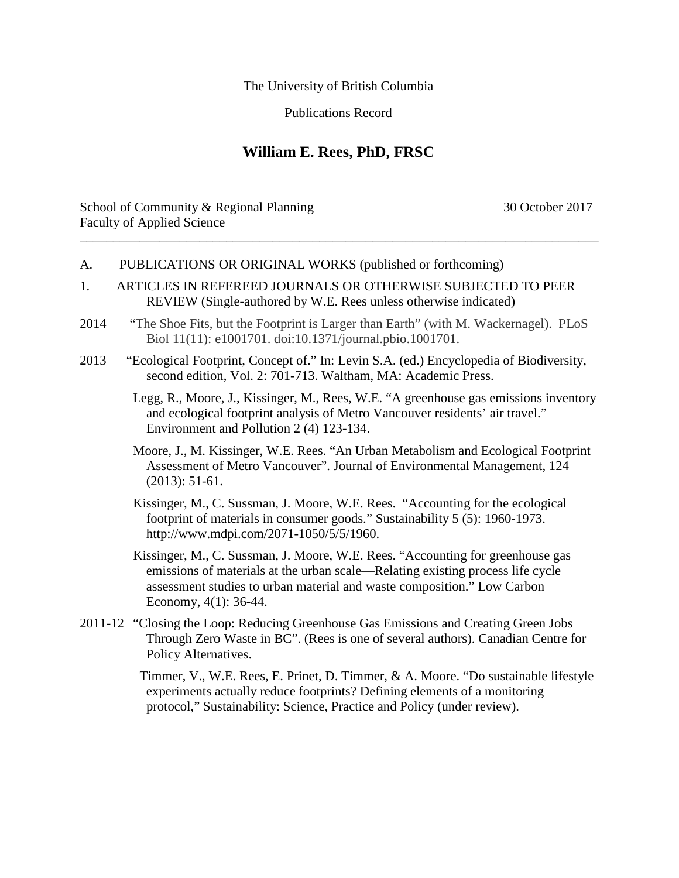The University of British Columbia

Publications Record

# William E. Rees, PhD, FRSC

School of Community & Regional Planning
Faculty of Applied Science

30 October 2017

---

A. PUBLICATIONS OR ORIGINAL WORKS (published or forthcoming)

1. ARTICLES IN REFEREED JOURNALS OR OTHERWISE SUBJECTED TO PEER REVIEW (Single-authored by W.E. Rees unless otherwise indicated)

2014 "The Shoe Fits, but the Footprint is Larger than Earth" (with M. Wackernagel). PLoS Biol 11(11): e1001701. doi:10.1371/journal.pbio.1001701.

2013 "Ecological Footprint, Concept of." In: Levin S.A. (ed.) Encyclopedia of Biodiversity, second edition, Vol. 2: 701-713. Waltham, MA: Academic Press.

Legg, R., Moore, J., Kissinger, M., Rees, W.E. "A greenhouse gas emissions inventory and ecological footprint analysis of Metro Vancouver residents' air travel." Environment and Pollution 2 (4) 123-134.

Moore, J., M. Kissinger, W.E. Rees. "An Urban Metabolism and Ecological Footprint Assessment of Metro Vancouver". Journal of Environmental Management, 124 (2013): 51-61.

Kissinger, M., C. Sussman, J. Moore, W.E. Rees. "Accounting for the ecological footprint of materials in consumer goods." Sustainability 5 (5): 1960-1973. http://www.mdpi.com/2071-1050/5/5/1960.

Kissinger, M., C. Sussman, J. Moore, W.E. Rees. "Accounting for greenhouse gas emissions of materials at the urban scale—Relating existing process life cycle assessment studies to urban material and waste composition." Low Carbon Economy, 4(1): 36-44.

2011-12 "Closing the Loop: Reducing Greenhouse Gas Emissions and Creating Green Jobs Through Zero Waste in BC". (Rees is one of several authors). Canadian Centre for Policy Alternatives.

Timmer, V., W.E. Rees, E. Prinet, D. Timmer, & A. Moore. "Do sustainable lifestyle experiments actually reduce footprints? Defining elements of a monitoring protocol," Sustainability: Science, Practice and Policy (under review).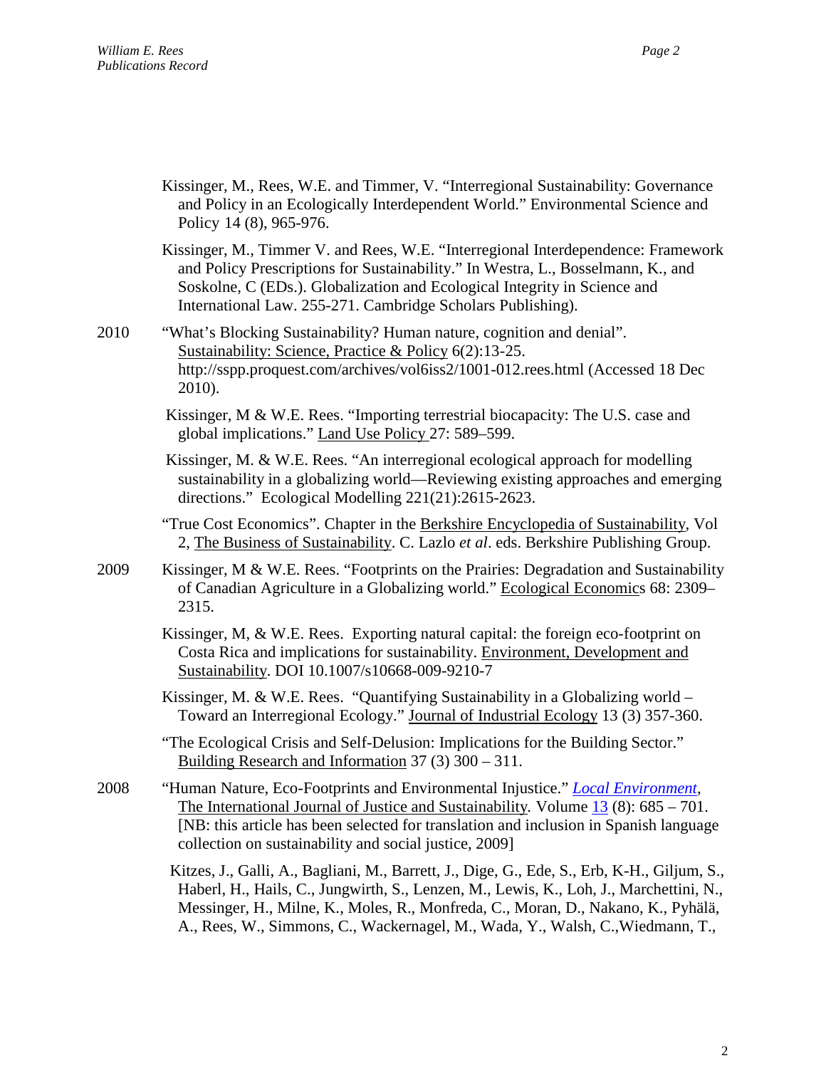Kissinger, M., Rees, W.E. and Timmer, V. "Interregional Sustainability: Governance and Policy in an Ecologically Interdependent World." Environmental Science and Policy 14 (8), 965-976.

Kissinger, M., Timmer V. and Rees, W.E. "Interregional Interdependence: Framework and Policy Prescriptions for Sustainability." In Westra, L., Bosselmann, K., and Soskolne, C (EDs.). Globalization and Ecological Integrity in Science and International Law. 255-271. Cambridge Scholars Publishing).

2010 "What's Blocking Sustainability? Human nature, cognition and denial". Sustainability: Science, Practice & Policy 6(2):13-25. http://sspp.proquest.com/archives/vol6iss2/1001-012.rees.html (Accessed 18 Dec 2010).

Kissinger, M & W.E. Rees. "Importing terrestrial biocapacity: The U.S. case and global implications." Land Use Policy 27: 589–599.

Kissinger, M. & W.E. Rees. "An interregional ecological approach for modelling sustainability in a globalizing world—Reviewing existing approaches and emerging directions." Ecological Modelling 221(21):2615-2623.

"True Cost Economics". Chapter in the Berkshire Encyclopedia of Sustainability, Vol 2, The Business of Sustainability. C. Lazlo *et al*. eds. Berkshire Publishing Group.

2009 Kissinger, M & W.E. Rees. "Footprints on the Prairies: Degradation and Sustainability of Canadian Agriculture in a Globalizing world." Ecological Economics 68: 2309–2315.

Kissinger, M, & W.E. Rees. Exporting natural capital: the foreign eco-footprint on Costa Rica and implications for sustainability. Environment, Development and Sustainability. DOI 10.1007/s10668-009-9210-7

Kissinger, M. & W.E. Rees. "Quantifying Sustainability in a Globalizing world – Toward an Interregional Ecology." Journal of Industrial Ecology 13 (3) 357-360.

"The Ecological Crisis and Self-Delusion: Implications for the Building Sector." Building Research and Information 37 (3) 300 – 311.

2008 "Human Nature, Eco-Footprints and Environmental Injustice." *Local Environment*, The International Journal of Justice and Sustainability. Volume 13 (8): 685 – 701. [NB: this article has been selected for translation and inclusion in Spanish language collection on sustainability and social justice, 2009]

Kitzes, J., Galli, A., Bagliani, M., Barrett, J., Dige, G., Ede, S., Erb, K-H., Giljum, S., Haberl, H., Hails, C., Jungwirth, S., Lenzen, M., Lewis, K., Loh, J., Marchettini, N., Messinger, H., Milne, K., Moles, R., Monfreda, C., Moran, D., Nakano, K., Pyhälä, A., Rees, W., Simmons, C., Wackernagel, M., Wada, Y., Walsh, C.,Wiedmann, T.,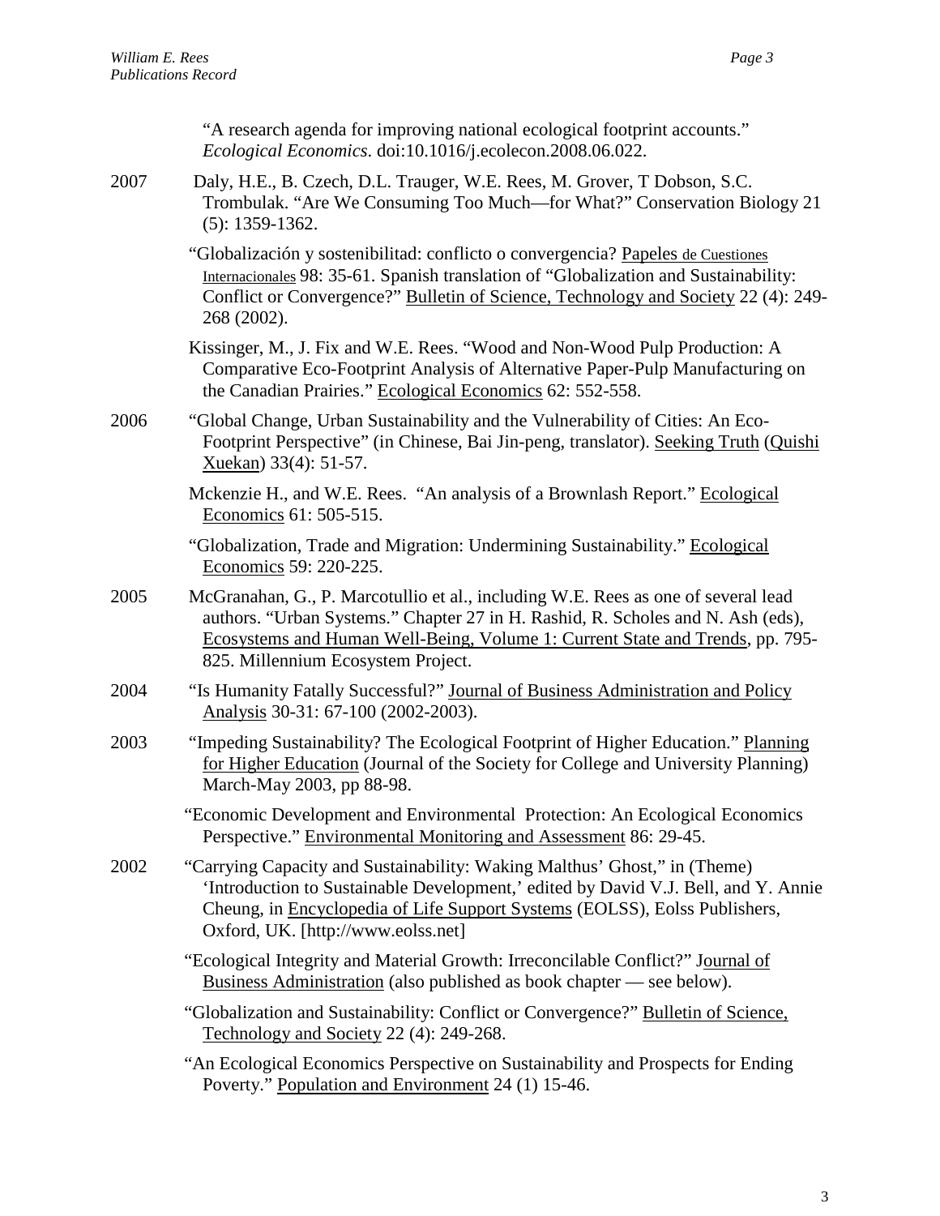"A research agenda for improving national ecological footprint accounts." *Ecological Economics*. doi:10.1016/j.ecolecon.2008.06.022.

2007 Daly, H.E., B. Czech, D.L. Trauger, W.E. Rees, M. Grover, T Dobson, S.C. Trombulak. "Are We Consuming Too Much—for What?" Conservation Biology 21 (5): 1359-1362.

"Globalización y sostenibilitad: conflicto o convergencia? Papeles de Cuestiones Internacionales 98: 35-61. Spanish translation of "Globalization and Sustainability: Conflict or Convergence?" Bulletin of Science, Technology and Society 22 (4): 249-268 (2002).

Kissinger, M., J. Fix and W.E. Rees. "Wood and Non-Wood Pulp Production: A Comparative Eco-Footprint Analysis of Alternative Paper-Pulp Manufacturing on the Canadian Prairies." Ecological Economics 62: 552-558.

2006 "Global Change, Urban Sustainability and the Vulnerability of Cities: An Eco-Footprint Perspective" (in Chinese, Bai Jin-peng, translator). Seeking Truth (Quishi Xuekan) 33(4): 51-57.

Mckenzie H., and W.E. Rees. "An analysis of a Brownlash Report." Ecological Economics 61: 505-515.

"Globalization, Trade and Migration: Undermining Sustainability." Ecological Economics 59: 220-225.

2005 McGranahan, G., P. Marcotullio et al., including W.E. Rees as one of several lead authors. "Urban Systems." Chapter 27 in H. Rashid, R. Scholes and N. Ash (eds), Ecosystems and Human Well-Being, Volume 1: Current State and Trends, pp. 795-825. Millennium Ecosystem Project.

2004 "Is Humanity Fatally Successful?" Journal of Business Administration and Policy Analysis 30-31: 67-100 (2002-2003).

2003 "Impeding Sustainability? The Ecological Footprint of Higher Education." Planning for Higher Education (Journal of the Society for College and University Planning) March-May 2003, pp 88-98.

"Economic Development and Environmental Protection: An Ecological Economics Perspective." Environmental Monitoring and Assessment 86: 29-45.

2002 "Carrying Capacity and Sustainability: Waking Malthus' Ghost," in (Theme) 'Introduction to Sustainable Development,' edited by David V.J. Bell, and Y. Annie Cheung, in Encyclopedia of Life Support Systems (EOLSS), Eolss Publishers, Oxford, UK. [http://www.eolss.net]

"Ecological Integrity and Material Growth: Irreconcilable Conflict?" Journal of Business Administration (also published as book chapter — see below).

"Globalization and Sustainability: Conflict or Convergence?" Bulletin of Science, Technology and Society 22 (4): 249-268.

"An Ecological Economics Perspective on Sustainability and Prospects for Ending Poverty." Population and Environment 24 (1) 15-46.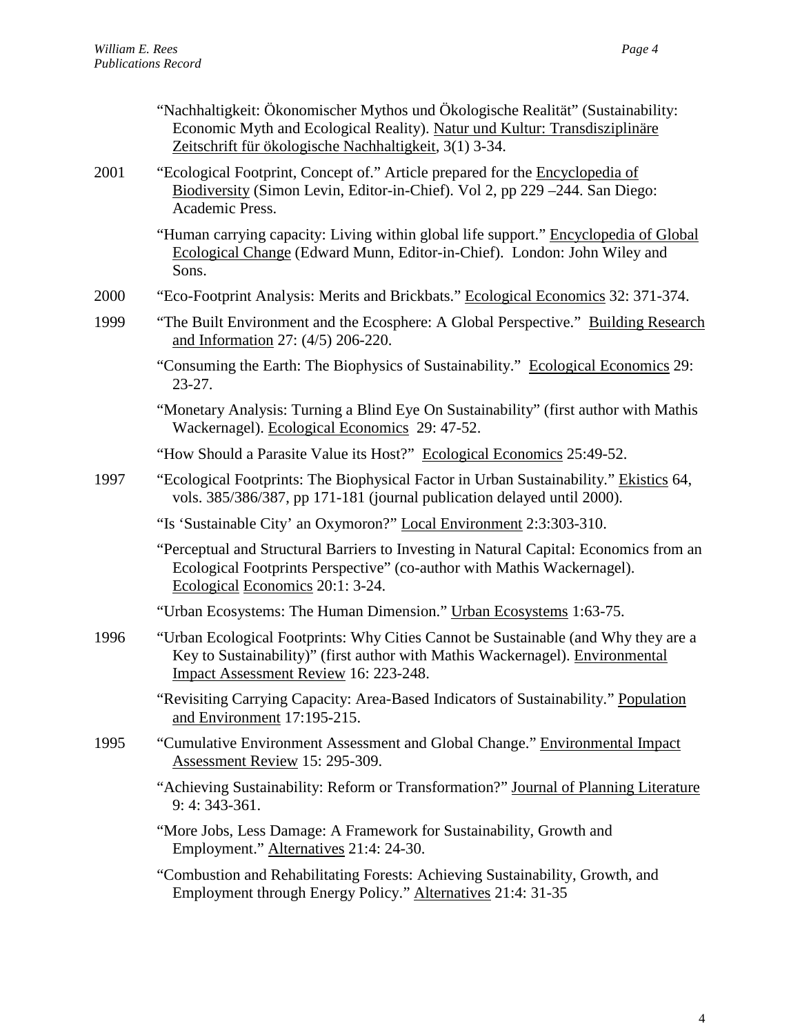"Nachhaltigkeit: Ökonomischer Mythos und Ökologische Realität" (Sustainability: Economic Myth and Ecological Reality). Natur und Kultur: Transdisziplinäre Zeitschrift für ökologische Nachhaltigkeit, 3(1) 3-34.

2001 "Ecological Footprint, Concept of." Article prepared for the Encyclopedia of Biodiversity (Simon Levin, Editor-in-Chief). Vol 2, pp 229 –244. San Diego: Academic Press.

"Human carrying capacity: Living within global life support." Encyclopedia of Global Ecological Change (Edward Munn, Editor-in-Chief). London: John Wiley and Sons.

2000 "Eco-Footprint Analysis: Merits and Brickbats." Ecological Economics 32: 371-374.

1999 "The Built Environment and the Ecosphere: A Global Perspective." Building Research and Information 27: (4/5) 206-220.

"Consuming the Earth: The Biophysics of Sustainability." Ecological Economics 29: 23-27.

"Monetary Analysis: Turning a Blind Eye On Sustainability" (first author with Mathis Wackernagel). Ecological Economics 29: 47-52.

"How Should a Parasite Value its Host?" Ecological Economics 25:49-52.

1997 "Ecological Footprints: The Biophysical Factor in Urban Sustainability." Ekistics 64, vols. 385/386/387, pp 171-181 (journal publication delayed until 2000).

"Is 'Sustainable City' an Oxymoron?" Local Environment 2:3:303-310.

"Perceptual and Structural Barriers to Investing in Natural Capital: Economics from an Ecological Footprints Perspective" (co-author with Mathis Wackernagel). Ecological Economics 20:1: 3-24.

"Urban Ecosystems: The Human Dimension." Urban Ecosystems 1:63-75.

1996 "Urban Ecological Footprints: Why Cities Cannot be Sustainable (and Why they are a Key to Sustainability)" (first author with Mathis Wackernagel). Environmental Impact Assessment Review 16: 223-248.

"Revisiting Carrying Capacity: Area-Based Indicators of Sustainability." Population and Environment 17:195-215.

1995 "Cumulative Environment Assessment and Global Change." Environmental Impact Assessment Review 15: 295-309.

"Achieving Sustainability: Reform or Transformation?" Journal of Planning Literature 9: 4: 343-361.

"More Jobs, Less Damage: A Framework for Sustainability, Growth and Employment." Alternatives 21:4: 24-30.

"Combustion and Rehabilitating Forests: Achieving Sustainability, Growth, and Employment through Energy Policy." Alternatives 21:4: 31-35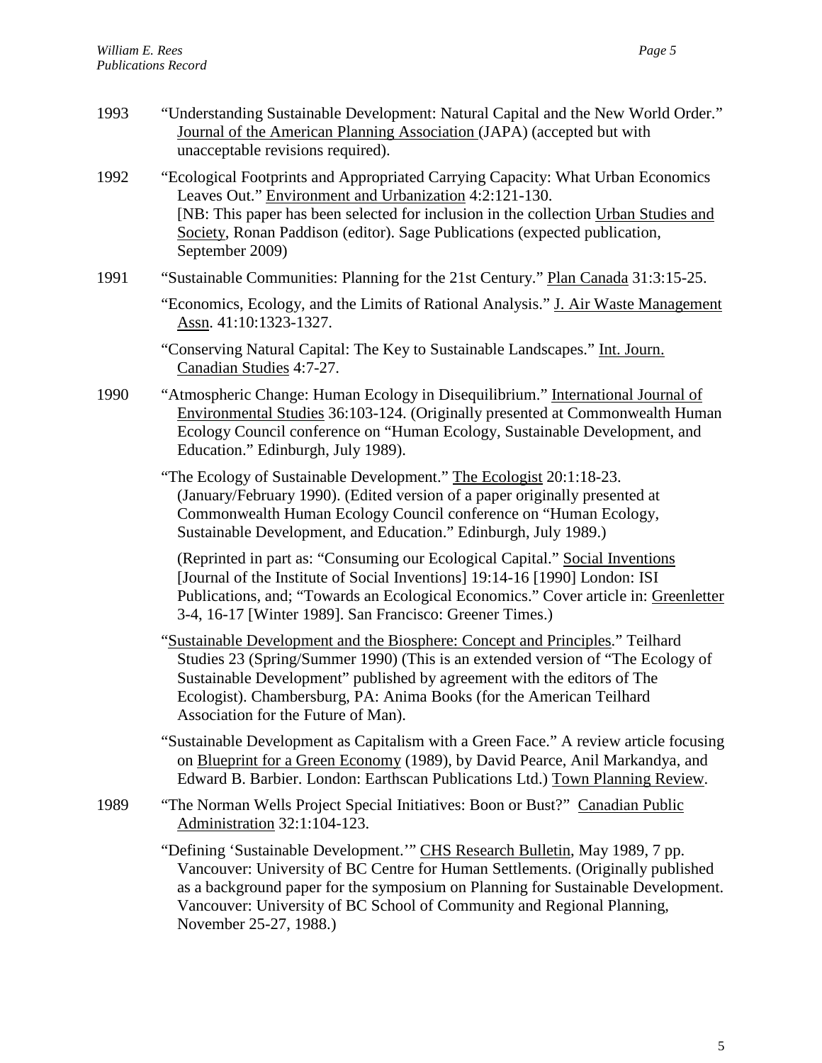1993 "Understanding Sustainable Development: Natural Capital and the New World Order." Journal of the American Planning Association (JAPA) (accepted but with unacceptable revisions required).

1992 "Ecological Footprints and Appropriated Carrying Capacity: What Urban Economics Leaves Out." Environment and Urbanization 4:2:121-130.
[NB: This paper has been selected for inclusion in the collection Urban Studies and Society, Ronan Paddison (editor). Sage Publications (expected publication, September 2009)

1991 "Sustainable Communities: Planning for the 21st Century." Plan Canada 31:3:15-25.

"Economics, Ecology, and the Limits of Rational Analysis." J. Air Waste Management Assn. 41:10:1323-1327.

"Conserving Natural Capital: The Key to Sustainable Landscapes." Int. Journ. Canadian Studies 4:7-27.

1990 "Atmospheric Change: Human Ecology in Disequilibrium." International Journal of Environmental Studies 36:103-124. (Originally presented at Commonwealth Human Ecology Council conference on "Human Ecology, Sustainable Development, and Education." Edinburgh, July 1989).

"The Ecology of Sustainable Development." The Ecologist 20:1:18-23. (January/February 1990). (Edited version of a paper originally presented at Commonwealth Human Ecology Council conference on "Human Ecology, Sustainable Development, and Education." Edinburgh, July 1989.)

(Reprinted in part as: "Consuming our Ecological Capital." Social Inventions [Journal of the Institute of Social Inventions] 19:14-16 [1990] London: ISI Publications, and; "Towards an Ecological Economics." Cover article in: Greenletter 3-4, 16-17 [Winter 1989]. San Francisco: Greener Times.)

"Sustainable Development and the Biosphere: Concept and Principles." Teilhard Studies 23 (Spring/Summer 1990) (This is an extended version of "The Ecology of Sustainable Development" published by agreement with the editors of The Ecologist). Chambersburg, PA: Anima Books (for the American Teilhard Association for the Future of Man).

"Sustainable Development as Capitalism with a Green Face." A review article focusing on Blueprint for a Green Economy (1989), by David Pearce, Anil Markandya, and Edward B. Barbier. London: Earthscan Publications Ltd.) Town Planning Review.

1989 "The Norman Wells Project Special Initiatives: Boon or Bust?" Canadian Public Administration 32:1:104-123.

"Defining 'Sustainable Development.'" CHS Research Bulletin, May 1989, 7 pp. Vancouver: University of BC Centre for Human Settlements. (Originally published as a background paper for the symposium on Planning for Sustainable Development. Vancouver: University of BC School of Community and Regional Planning, November 25-27, 1988.)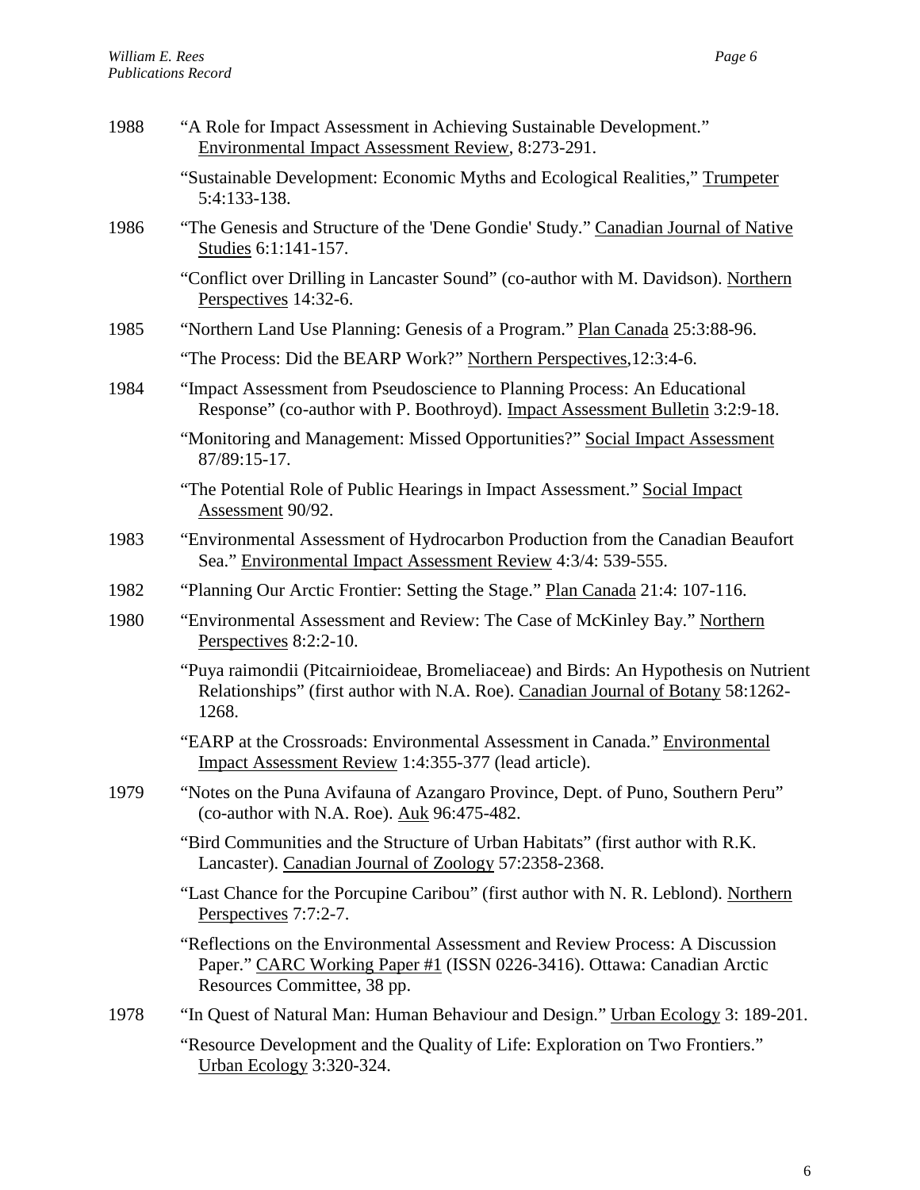1988 "A Role for Impact Assessment in Achieving Sustainable Development." Environmental Impact Assessment Review, 8:273-291.

"Sustainable Development: Economic Myths and Ecological Realities," Trumpeter 5:4:133-138.

1986 "The Genesis and Structure of the 'Dene Gondie' Study." Canadian Journal of Native Studies 6:1:141-157.

"Conflict over Drilling in Lancaster Sound" (co-author with M. Davidson). Northern Perspectives 14:32-6.

1985 "Northern Land Use Planning: Genesis of a Program." Plan Canada 25:3:88-96.

"The Process: Did the BEARP Work?" Northern Perspectives,12:3:4-6.

1984 "Impact Assessment from Pseudoscience to Planning Process: An Educational Response" (co-author with P. Boothroyd). Impact Assessment Bulletin 3:2:9-18.

"Monitoring and Management: Missed Opportunities?" Social Impact Assessment 87/89:15-17.

"The Potential Role of Public Hearings in Impact Assessment." Social Impact Assessment 90/92.

1983 "Environmental Assessment of Hydrocarbon Production from the Canadian Beaufort Sea." Environmental Impact Assessment Review 4:3/4: 539-555.

1982 "Planning Our Arctic Frontier: Setting the Stage." Plan Canada 21:4: 107-116.

1980 "Environmental Assessment and Review: The Case of McKinley Bay." Northern Perspectives 8:2:2-10.

"Puya raimondii (Pitcairnioideae, Bromeliaceae) and Birds: An Hypothesis on Nutrient Relationships" (first author with N.A. Roe). Canadian Journal of Botany 58:1262-1268.

"EARP at the Crossroads: Environmental Assessment in Canada." Environmental Impact Assessment Review 1:4:355-377 (lead article).

1979 "Notes on the Puna Avifauna of Azangaro Province, Dept. of Puno, Southern Peru" (co-author with N.A. Roe). Auk 96:475-482.

"Bird Communities and the Structure of Urban Habitats" (first author with R.K. Lancaster). Canadian Journal of Zoology 57:2358-2368.

"Last Chance for the Porcupine Caribou" (first author with N. R. Leblond). Northern Perspectives 7:7:2-7.

"Reflections on the Environmental Assessment and Review Process: A Discussion Paper." CARC Working Paper #1 (ISSN 0226-3416). Ottawa: Canadian Arctic Resources Committee, 38 pp.

1978 "In Quest of Natural Man: Human Behaviour and Design." Urban Ecology 3: 189-201.

"Resource Development and the Quality of Life: Exploration on Two Frontiers." Urban Ecology 3:320-324.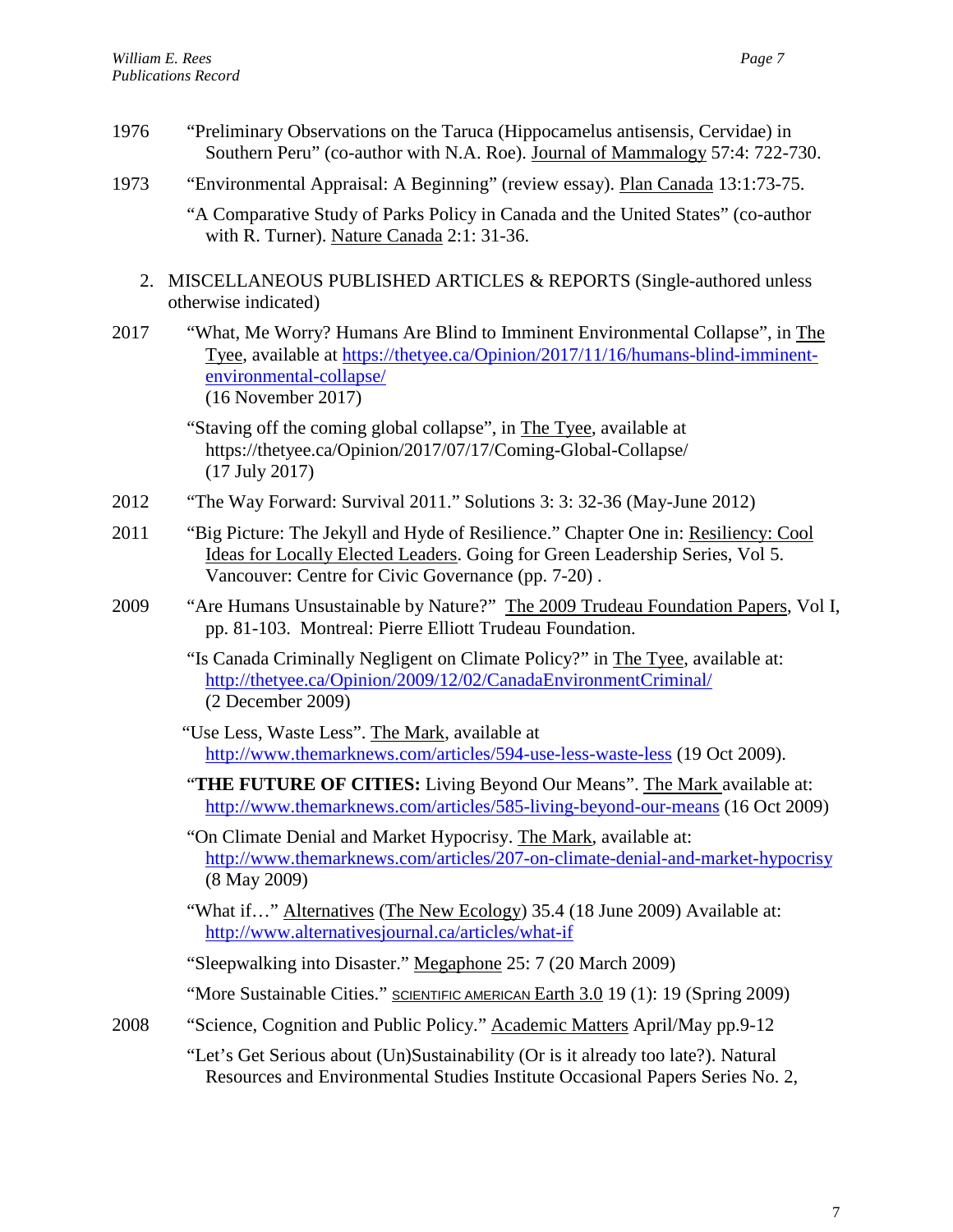1976 "Preliminary Observations on the Taruca (Hippocamelus antisensis, Cervidae) in Southern Peru" (co-author with N.A. Roe). Journal of Mammalogy 57:4: 722-730.

1973 "Environmental Appraisal: A Beginning" (review essay). Plan Canada 13:1:73-75.

"A Comparative Study of Parks Policy in Canada and the United States" (co-author with R. Turner). Nature Canada 2:1: 31-36.

2. MISCELLANEOUS PUBLISHED ARTICLES & REPORTS (Single-authored unless otherwise indicated)

2017 "What, Me Worry? Humans Are Blind to Imminent Environmental Collapse", in The Tyee, available at https://thetyee.ca/Opinion/2017/11/16/humans-blind-imminent-environmental-collapse/ (16 November 2017)

"Staving off the coming global collapse", in The Tyee, available at https://thetyee.ca/Opinion/2017/07/17/Coming-Global-Collapse/ (17 July 2017)

2012 "The Way Forward: Survival 2011." Solutions 3: 3: 32-36 (May-June 2012)

2011 "Big Picture: The Jekyll and Hyde of Resilience." Chapter One in: Resiliency: Cool Ideas for Locally Elected Leaders. Going for Green Leadership Series, Vol 5. Vancouver: Centre for Civic Governance (pp. 7-20) .

2009 "Are Humans Unsustainable by Nature?" The 2009 Trudeau Foundation Papers, Vol I, pp. 81-103. Montreal: Pierre Elliott Trudeau Foundation.

"Is Canada Criminally Negligent on Climate Policy?" in The Tyee, available at: http://thetyee.ca/Opinion/2009/12/02/CanadaEnvironmentCriminal/ (2 December 2009)

"Use Less, Waste Less". The Mark, available at http://www.themarknews.com/articles/594-use-less-waste-less (19 Oct 2009).

"**THE FUTURE OF CITIES:** Living Beyond Our Means". The Mark available at: http://www.themarknews.com/articles/585-living-beyond-our-means (16 Oct 2009)

"On Climate Denial and Market Hypocrisy. The Mark, available at: http://www.themarknews.com/articles/207-on-climate-denial-and-market-hypocrisy (8 May 2009)

"What if…" Alternatives (The New Ecology) 35.4 (18 June 2009) Available at: http://www.alternativesjournal.ca/articles/what-if

"Sleepwalking into Disaster." Megaphone 25: 7 (20 March 2009)

"More Sustainable Cities." SCIENTIFIC AMERICAN Earth 3.0 19 (1): 19 (Spring 2009)

2008 "Science, Cognition and Public Policy." Academic Matters April/May pp.9-12

"Let's Get Serious about (Un)Sustainability (Or is it already too late?). Natural Resources and Environmental Studies Institute Occasional Papers Series No. 2,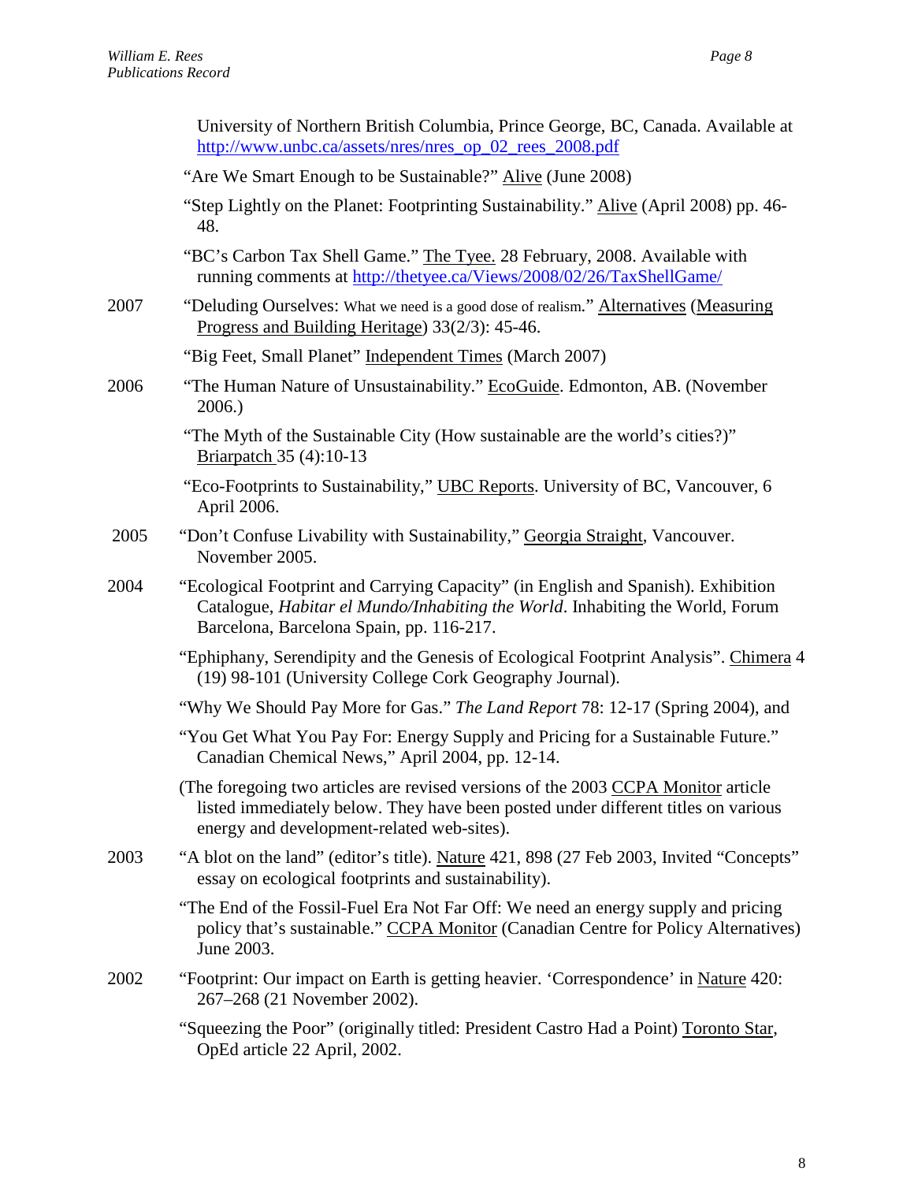University of Northern British Columbia, Prince George, BC, Canada. Available at http://www.unbc.ca/assets/nres/nres_op_02_rees_2008.pdf

"Are We Smart Enough to be Sustainable?" Alive (June 2008)

"Step Lightly on the Planet: Footprinting Sustainability." Alive (April 2008) pp. 46-48.

"BC's Carbon Tax Shell Game." The Tyee. 28 February, 2008. Available with running comments at http://thetyee.ca/Views/2008/02/26/TaxShellGame/

**2007** "Deluding Ourselves: What we need is a good dose of realism." Alternatives (Measuring Progress and Building Heritage) 33(2/3): 45-46.

"Big Feet, Small Planet" Independent Times (March 2007)

**2006** "The Human Nature of Unsustainability." EcoGuide. Edmonton, AB. (November 2006.)

"The Myth of the Sustainable City (How sustainable are the world's cities?)" Briarpatch 35 (4):10-13

"Eco-Footprints to Sustainability," UBC Reports. University of BC, Vancouver, 6 April 2006.

**2005** "Don't Confuse Livability with Sustainability," Georgia Straight, Vancouver. November 2005.

**2004** "Ecological Footprint and Carrying Capacity" (in English and Spanish). Exhibition Catalogue, *Habitar el Mundo/Inhabiting the World*. Inhabiting the World, Forum Barcelona, Barcelona Spain, pp. 116-217.

"Ephiphany, Serendipity and the Genesis of Ecological Footprint Analysis". Chimera 4 (19) 98-101 (University College Cork Geography Journal).

"Why We Should Pay More for Gas." *The Land Report* 78: 12-17 (Spring 2004), and

"You Get What You Pay For: Energy Supply and Pricing for a Sustainable Future." Canadian Chemical News," April 2004, pp. 12-14.

(The foregoing two articles are revised versions of the 2003 CCPA Monitor article listed immediately below. They have been posted under different titles on various energy and development-related web-sites).

**2003** "A blot on the land" (editor's title). Nature 421, 898 (27 Feb 2003, Invited "Concepts" essay on ecological footprints and sustainability).

"The End of the Fossil-Fuel Era Not Far Off: We need an energy supply and pricing policy that's sustainable." CCPA Monitor (Canadian Centre for Policy Alternatives) June 2003.

**2002** "Footprint: Our impact on Earth is getting heavier. 'Correspondence' in Nature 420: 267–268 (21 November 2002).

"Squeezing the Poor" (originally titled: President Castro Had a Point) Toronto Star, OpEd article 22 April, 2002.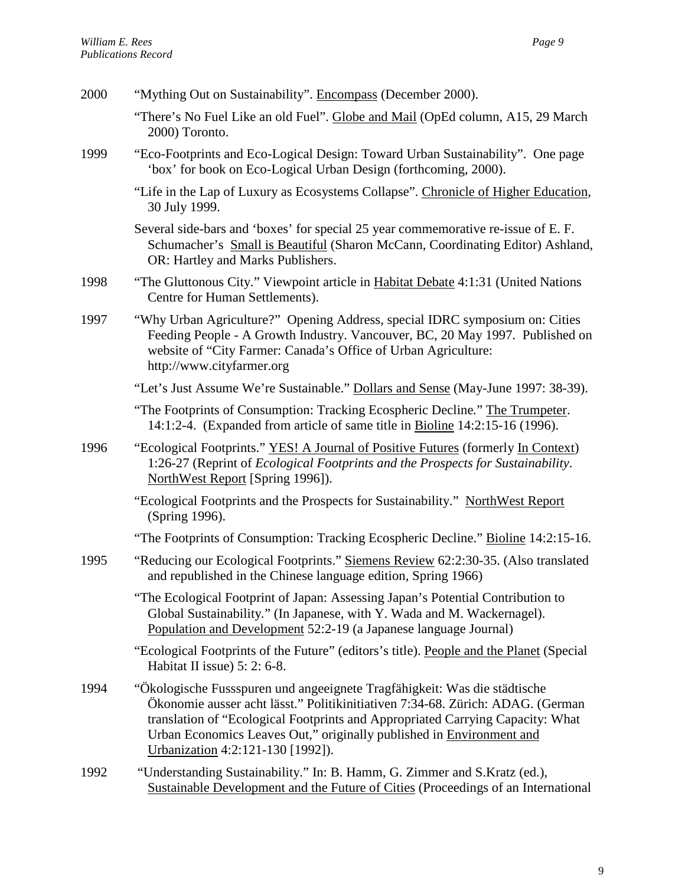2000 "Mything Out on Sustainability". <u>Encompass</u> (December 2000).

"There's No Fuel Like an old Fuel". <u>Globe and Mail</u> (OpEd column, A15, 29 March 2000) Toronto.

1999 "Eco-Footprints and Eco-Logical Design: Toward Urban Sustainability". One page 'box' for book on Eco-Logical Urban Design (forthcoming, 2000).

"Life in the Lap of Luxury as Ecosystems Collapse". <u>Chronicle of Higher Education</u>, 30 July 1999.

Several side-bars and 'boxes' for special 25 year commemorative re-issue of E. F. Schumacher's <u>Small is Beautiful</u> (Sharon McCann, Coordinating Editor) Ashland, OR: Hartley and Marks Publishers.

1998 "The Gluttonous City." Viewpoint article in <u>Habitat Debate</u> 4:1:31 (United Nations Centre for Human Settlements).

1997 "Why Urban Agriculture?" Opening Address, special IDRC symposium on: Cities Feeding People - A Growth Industry. Vancouver, BC, 20 May 1997. Published on website of "City Farmer: Canada's Office of Urban Agriculture: http://www.cityfarmer.org

"Let's Just Assume We're Sustainable." <u>Dollars and Sense</u> (May-June 1997: 38-39).

"The Footprints of Consumption: Tracking Ecospheric Decline." <u>The Trumpeter</u>. 14:1:2-4. (Expanded from article of same title in <u>Bioline</u> 14:2:15-16 (1996).

1996 "Ecological Footprints." <u>YES! A Journal of Positive Futures</u> (formerly <u>In Context</u>) 1:26-27 (Reprint of *Ecological Footprints and the Prospects for Sustainability*. <u>NorthWest Report</u> [Spring 1996]).

"Ecological Footprints and the Prospects for Sustainability." <u>NorthWest Report</u> (Spring 1996).

"The Footprints of Consumption: Tracking Ecospheric Decline." <u>Bioline</u> 14:2:15-16.

1995 "Reducing our Ecological Footprints." <u>Siemens Review</u> 62:2:30-35. (Also translated and republished in the Chinese language edition, Spring 1966)

"The Ecological Footprint of Japan: Assessing Japan's Potential Contribution to Global Sustainability." (In Japanese, with Y. Wada and M. Wackernagel). <u>Population and Development</u> 52:2-19 (a Japanese language Journal)

"Ecological Footprints of the Future" (editors's title). <u>People and the Planet</u> (Special Habitat II issue) 5: 2: 6-8.

1994 "Ökologische Fussspuren und angeeignete Tragfähigkeit: Was die städtische Ökonomie ausser acht lässt." Politikinitiativen 7:34-68. Zürich: ADAG. (German translation of "Ecological Footprints and Appropriated Carrying Capacity: What Urban Economics Leaves Out," originally published in <u>Environment and Urbanization</u> 4:2:121-130 [1992]).

1992 "Understanding Sustainability." In: B. Hamm, G. Zimmer and S.Kratz (ed.), <u>Sustainable Development and the Future of Cities</u> (Proceedings of an International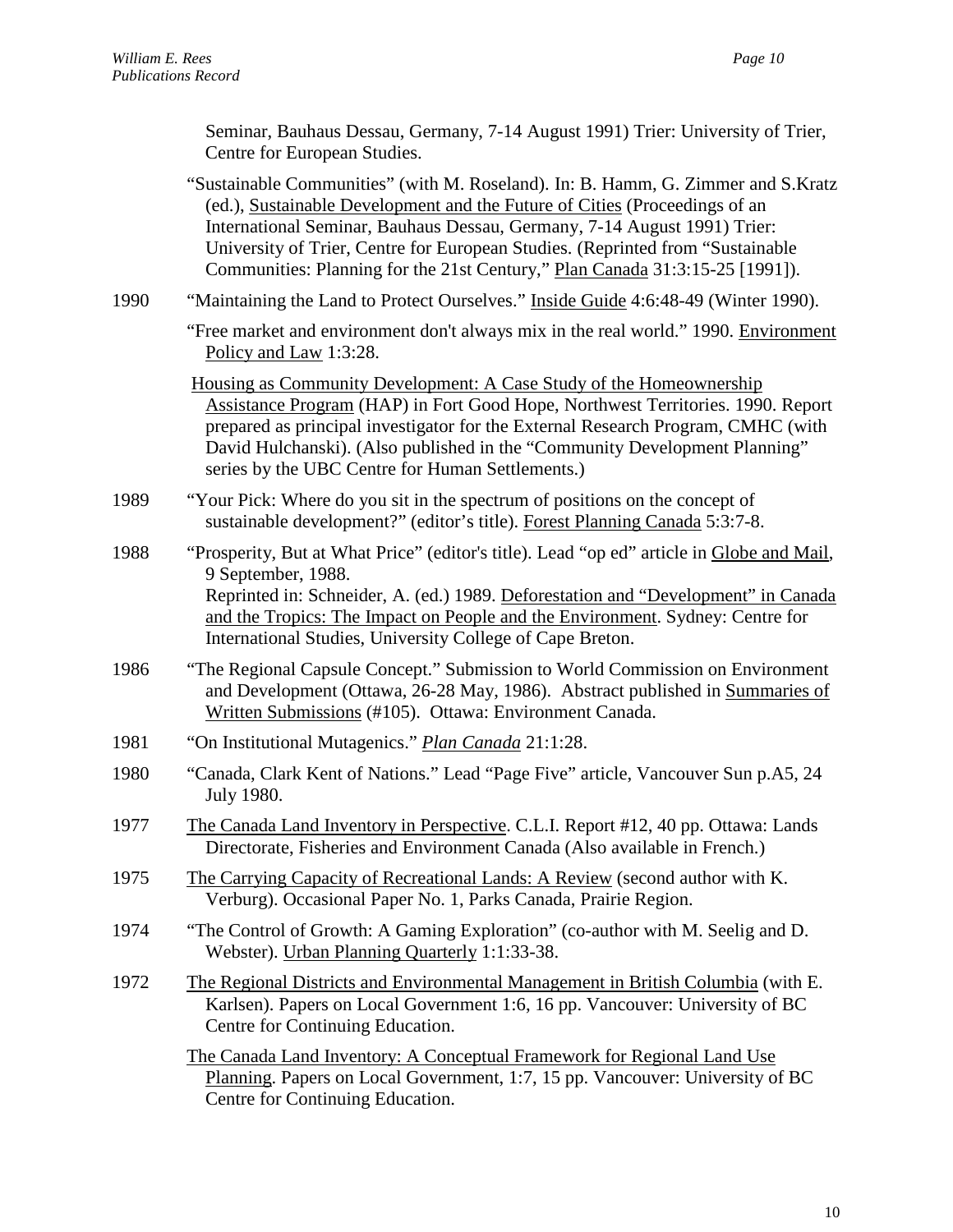Seminar, Bauhaus Dessau, Germany, 7-14 August 1991) Trier: University of Trier, Centre for European Studies.

"Sustainable Communities" (with M. Roseland). In: B. Hamm, G. Zimmer and S.Kratz (ed.), Sustainable Development and the Future of Cities (Proceedings of an International Seminar, Bauhaus Dessau, Germany, 7-14 August 1991) Trier: University of Trier, Centre for European Studies. (Reprinted from "Sustainable Communities: Planning for the 21st Century," Plan Canada 31:3:15-25 [1991]).

1990 "Maintaining the Land to Protect Ourselves." Inside Guide 4:6:48-49 (Winter 1990).

"Free market and environment don't always mix in the real world." 1990. Environment Policy and Law 1:3:28.

Housing as Community Development: A Case Study of the Homeownership Assistance Program (HAP) in Fort Good Hope, Northwest Territories. 1990. Report prepared as principal investigator for the External Research Program, CMHC (with David Hulchanski). (Also published in the "Community Development Planning" series by the UBC Centre for Human Settlements.)

1989 "Your Pick: Where do you sit in the spectrum of positions on the concept of sustainable development?" (editor's title). Forest Planning Canada 5:3:7-8.

1988 "Prosperity, But at What Price" (editor's title). Lead "op ed" article in Globe and Mail, 9 September, 1988.
Reprinted in: Schneider, A. (ed.) 1989. Deforestation and "Development" in Canada and the Tropics: The Impact on People and the Environment. Sydney: Centre for International Studies, University College of Cape Breton.

1986 "The Regional Capsule Concept." Submission to World Commission on Environment and Development (Ottawa, 26-28 May, 1986). Abstract published in Summaries of Written Submissions (#105). Ottawa: Environment Canada.

1981 "On Institutional Mutagenics." *Plan Canada* 21:1:28.

1980 "Canada, Clark Kent of Nations." Lead "Page Five" article, Vancouver Sun p.A5, 24 July 1980.

1977 The Canada Land Inventory in Perspective. C.L.I. Report #12, 40 pp. Ottawa: Lands Directorate, Fisheries and Environment Canada (Also available in French.)

1975 The Carrying Capacity of Recreational Lands: A Review (second author with K. Verburg). Occasional Paper No. 1, Parks Canada, Prairie Region.

1974 "The Control of Growth: A Gaming Exploration" (co-author with M. Seelig and D. Webster). Urban Planning Quarterly 1:1:33-38.

1972 The Regional Districts and Environmental Management in British Columbia (with E. Karlsen). Papers on Local Government 1:6, 16 pp. Vancouver: University of BC Centre for Continuing Education.

The Canada Land Inventory: A Conceptual Framework for Regional Land Use Planning. Papers on Local Government, 1:7, 15 pp. Vancouver: University of BC Centre for Continuing Education.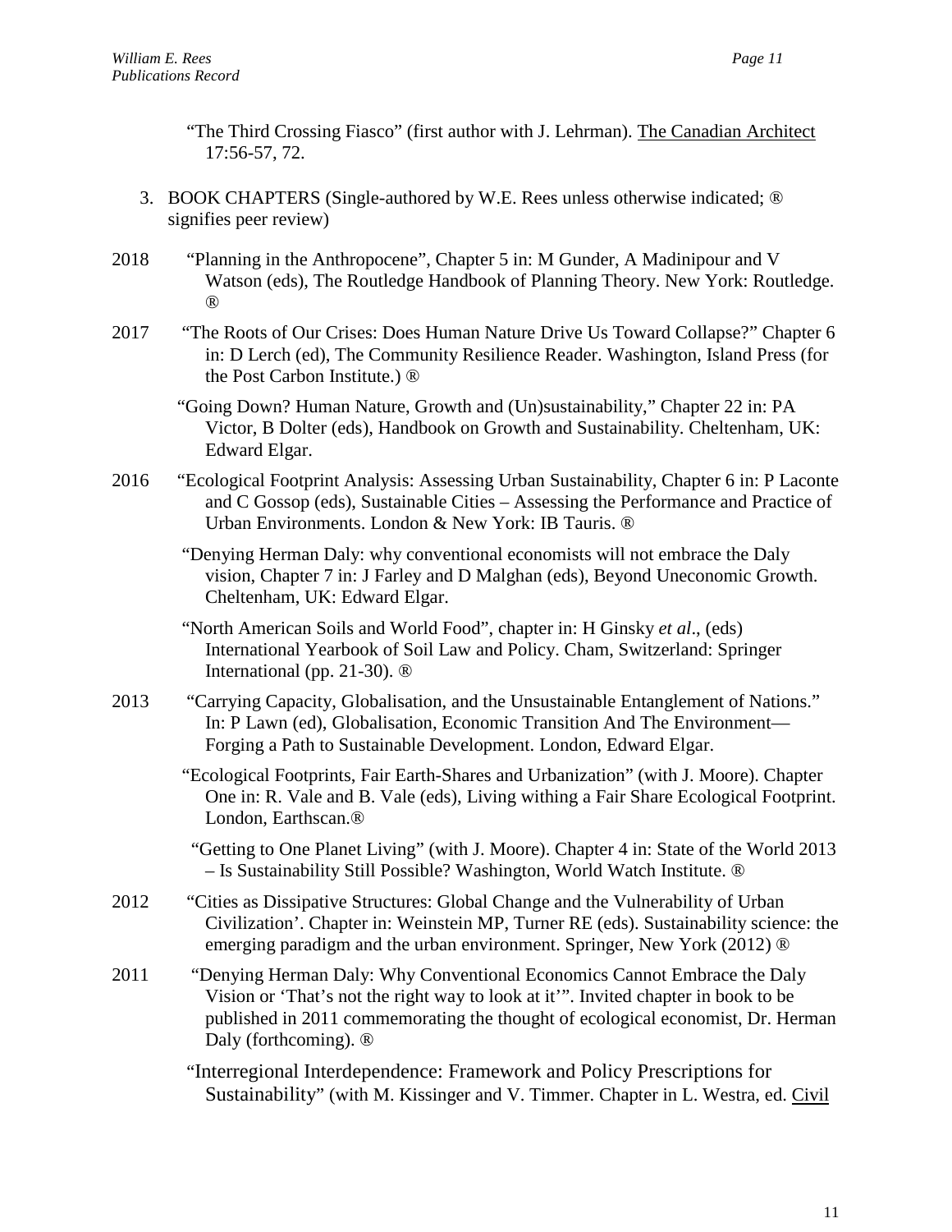"The Third Crossing Fiasco" (first author with J. Lehrman). The Canadian Architect 17:56-57, 72.

3. BOOK CHAPTERS (Single-authored by W.E. Rees unless otherwise indicated; ® signifies peer review)

2018 "Planning in the Anthropocene", Chapter 5 in: M Gunder, A Madinipour and V Watson (eds), The Routledge Handbook of Planning Theory. New York: Routledge. ®

2017 "The Roots of Our Crises: Does Human Nature Drive Us Toward Collapse?" Chapter 6 in: D Lerch (ed), The Community Resilience Reader. Washington, Island Press (for the Post Carbon Institute.) ®

"Going Down? Human Nature, Growth and (Un)sustainability," Chapter 22 in: PA Victor, B Dolter (eds), Handbook on Growth and Sustainability. Cheltenham, UK: Edward Elgar.

2016 "Ecological Footprint Analysis: Assessing Urban Sustainability, Chapter 6 in: P Laconte and C Gossop (eds), Sustainable Cities – Assessing the Performance and Practice of Urban Environments. London & New York: IB Tauris. ®

"Denying Herman Daly: why conventional economists will not embrace the Daly vision, Chapter 7 in: J Farley and D Malghan (eds), Beyond Uneconomic Growth. Cheltenham, UK: Edward Elgar.

"North American Soils and World Food", chapter in: H Ginsky *et al*., (eds) International Yearbook of Soil Law and Policy. Cham, Switzerland: Springer International (pp. 21-30). ®

2013 "Carrying Capacity, Globalisation, and the Unsustainable Entanglement of Nations." In: P Lawn (ed), Globalisation, Economic Transition And The Environment—Forging a Path to Sustainable Development. London, Edward Elgar.

"Ecological Footprints, Fair Earth-Shares and Urbanization" (with J. Moore). Chapter One in: R. Vale and B. Vale (eds), Living withing a Fair Share Ecological Footprint. London, Earthscan.®

"Getting to One Planet Living" (with J. Moore). Chapter 4 in: State of the World 2013 – Is Sustainability Still Possible? Washington, World Watch Institute. ®

2012 "Cities as Dissipative Structures: Global Change and the Vulnerability of Urban Civilization'. Chapter in: Weinstein MP, Turner RE (eds). Sustainability science: the emerging paradigm and the urban environment. Springer, New York (2012) ®

2011 "Denying Herman Daly: Why Conventional Economics Cannot Embrace the Daly Vision or 'That's not the right way to look at it'". Invited chapter in book to be published in 2011 commemorating the thought of ecological economist, Dr. Herman Daly (forthcoming). ®

"Interregional Interdependence: Framework and Policy Prescriptions for Sustainability" (with M. Kissinger and V. Timmer. Chapter in L. Westra, ed. Civil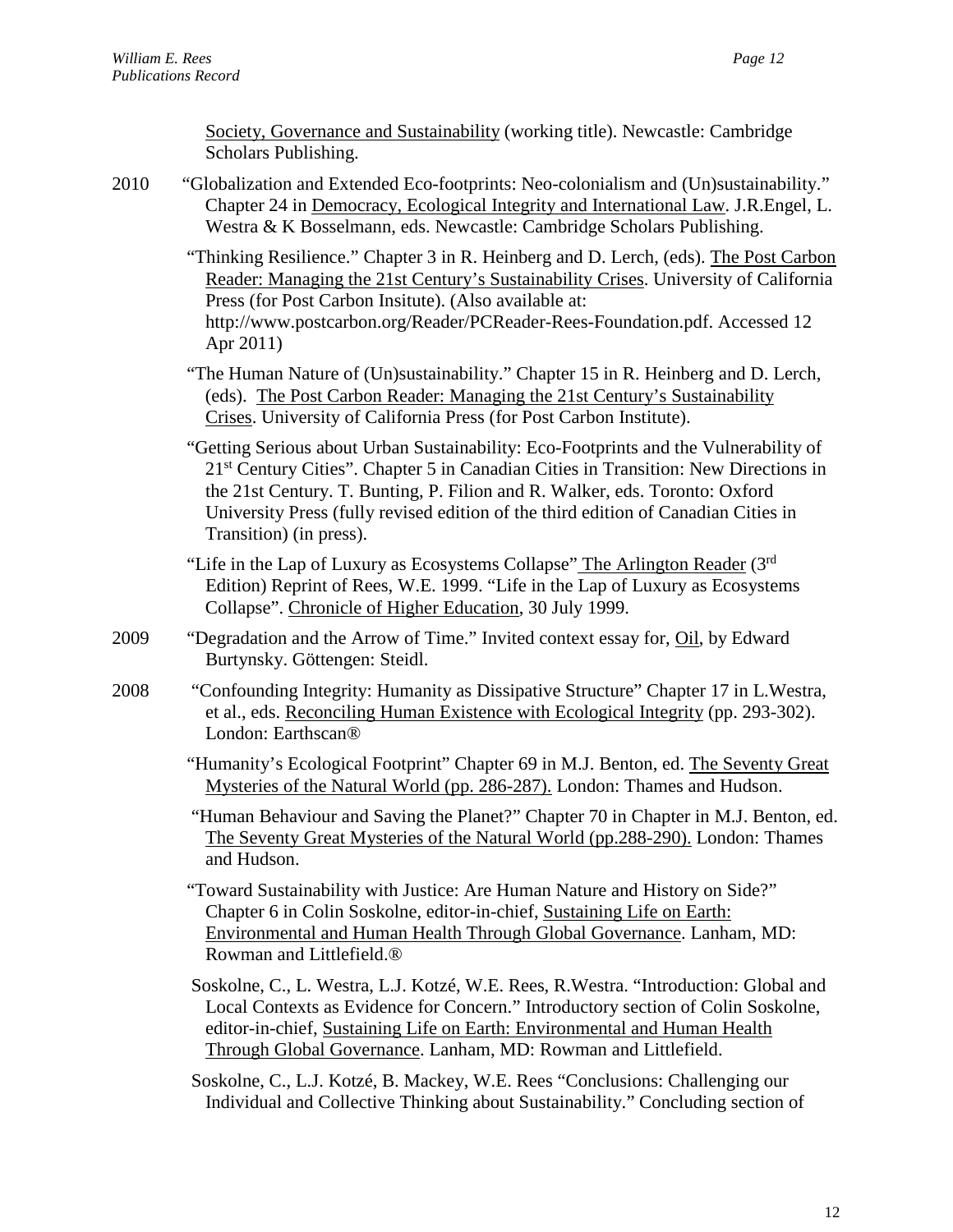<u>Society, Governance and Sustainability</u> (working title). Newcastle: Cambridge Scholars Publishing.

2010 "Globalization and Extended Eco-footprints: Neo-colonialism and (Un)sustainability." Chapter 24 in <u>Democracy, Ecological Integrity and International Law</u>. J.R.Engel, L. Westra & K Bosselmann, eds. Newcastle: Cambridge Scholars Publishing.

"Thinking Resilience." Chapter 3 in R. Heinberg and D. Lerch, (eds). <u>The Post Carbon Reader: Managing the 21st Century's Sustainability Crises</u>. University of California Press (for Post Carbon Insitute). (Also available at: http://www.postcarbon.org/Reader/PCReader-Rees-Foundation.pdf. Accessed 12 Apr 2011)

"The Human Nature of (Un)sustainability." Chapter 15 in R. Heinberg and D. Lerch, (eds). <u>The Post Carbon Reader: Managing the 21st Century's Sustainability Crises</u>. University of California Press (for Post Carbon Institute).

"Getting Serious about Urban Sustainability: Eco-Footprints and the Vulnerability of 21st Century Cities". Chapter 5 in Canadian Cities in Transition: New Directions in the 21st Century. T. Bunting, P. Filion and R. Walker, eds. Toronto: Oxford University Press (fully revised edition of the third edition of Canadian Cities in Transition) (in press).

"Life in the Lap of Luxury as Ecosystems Collapse" <u>The Arlington Reader</u> (3rd Edition) Reprint of Rees, W.E. 1999. "Life in the Lap of Luxury as Ecosystems Collapse". <u>Chronicle of Higher Education</u>, 30 July 1999.

2009 "Degradation and the Arrow of Time." Invited context essay for, <u>Oil</u>, by Edward Burtynsky. Göttengen: Steidl.

2008 "Confounding Integrity: Humanity as Dissipative Structure" Chapter 17 in L.Westra, et al., eds. <u>Reconciling Human Existence with Ecological Integrity</u> (pp. 293-302). London: Earthscan®

"Humanity's Ecological Footprint" Chapter 69 in M.J. Benton, ed. <u>The Seventy Great Mysteries of the Natural World (pp. 286-287).</u> London: Thames and Hudson.

"Human Behaviour and Saving the Planet?" Chapter 70 in Chapter in M.J. Benton, ed. <u>The Seventy Great Mysteries of the Natural World (pp.288-290).</u> London: Thames and Hudson.

"Toward Sustainability with Justice: Are Human Nature and History on Side?" Chapter 6 in Colin Soskolne, editor-in-chief, <u>Sustaining Life on Earth: Environmental and Human Health Through Global Governance</u>. Lanham, MD: Rowman and Littlefield.®

Soskolne, C., L. Westra, L.J. Kotzé, W.E. Rees, R.Westra. "Introduction: Global and Local Contexts as Evidence for Concern." Introductory section of Colin Soskolne, editor-in-chief, <u>Sustaining Life on Earth: Environmental and Human Health Through Global Governance</u>. Lanham, MD: Rowman and Littlefield.

Soskolne, C., L.J. Kotzé, B. Mackey, W.E. Rees "Conclusions: Challenging our Individual and Collective Thinking about Sustainability." Concluding section of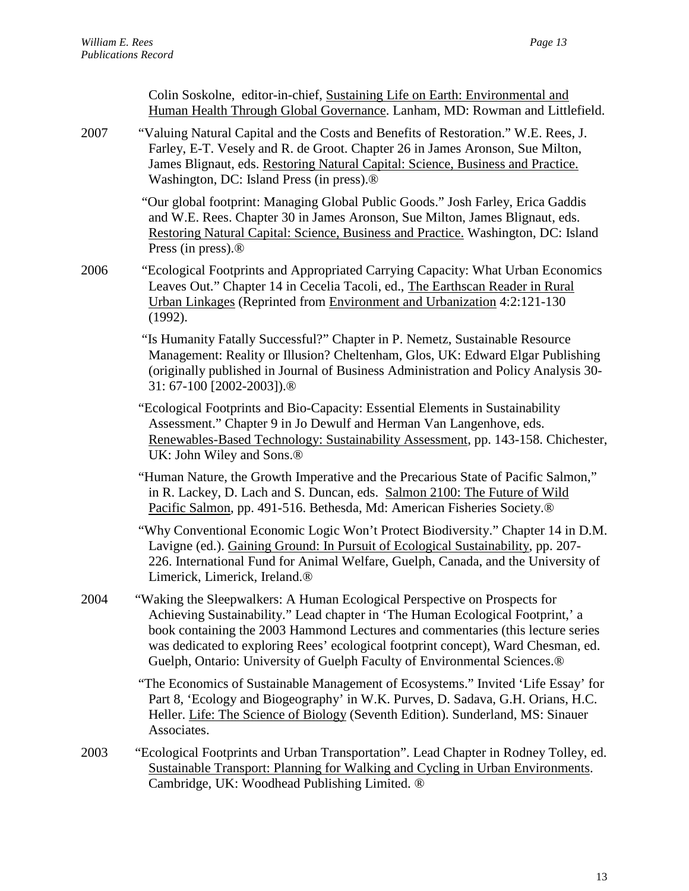Colin Soskolne, editor-in-chief, <u>Sustaining Life on Earth: Environmental and Human Health Through Global Governance</u>. Lanham, MD: Rowman and Littlefield.

2007 "Valuing Natural Capital and the Costs and Benefits of Restoration." W.E. Rees, J. Farley, E-T. Vesely and R. de Groot. Chapter 26 in James Aronson, Sue Milton, James Blignaut, eds. <u>Restoring Natural Capital: Science, Business and Practice.</u> Washington, DC: Island Press (in press).®

"Our global footprint: Managing Global Public Goods." Josh Farley, Erica Gaddis and W.E. Rees. Chapter 30 in James Aronson, Sue Milton, James Blignaut, eds. <u>Restoring Natural Capital: Science, Business and Practice.</u> Washington, DC: Island Press (in press).®

2006 "Ecological Footprints and Appropriated Carrying Capacity: What Urban Economics Leaves Out." Chapter 14 in Cecelia Tacoli, ed., <u>The Earthscan Reader in Rural Urban Linkages</u> (Reprinted from <u>Environment and Urbanization</u> 4:2:121-130 (1992).

"Is Humanity Fatally Successful?" Chapter in P. Nemetz, Sustainable Resource Management: Reality or Illusion? Cheltenham, Glos, UK: Edward Elgar Publishing (originally published in Journal of Business Administration and Policy Analysis 30-31: 67-100 [2002-2003]).®

"Ecological Footprints and Bio-Capacity: Essential Elements in Sustainability Assessment." Chapter 9 in Jo Dewulf and Herman Van Langenhove, eds. <u>Renewables-Based Technology: Sustainability Assessment</u>, pp. 143-158. Chichester, UK: John Wiley and Sons.®

"Human Nature, the Growth Imperative and the Precarious State of Pacific Salmon," in R. Lackey, D. Lach and S. Duncan, eds. <u>Salmon 2100: The Future of Wild Pacific Salmon</u>, pp. 491-516. Bethesda, Md: American Fisheries Society.®

"Why Conventional Economic Logic Won't Protect Biodiversity." Chapter 14 in D.M. Lavigne (ed.). <u>Gaining Ground: In Pursuit of Ecological Sustainability</u>, pp. 207-226. International Fund for Animal Welfare, Guelph, Canada, and the University of Limerick, Limerick, Ireland.®

2004 "Waking the Sleepwalkers: A Human Ecological Perspective on Prospects for Achieving Sustainability." Lead chapter in 'The Human Ecological Footprint,' a book containing the 2003 Hammond Lectures and commentaries (this lecture series was dedicated to exploring Rees' ecological footprint concept), Ward Chesman, ed. Guelph, Ontario: University of Guelph Faculty of Environmental Sciences.®

"The Economics of Sustainable Management of Ecosystems." Invited 'Life Essay' for Part 8, 'Ecology and Biogeography' in W.K. Purves, D. Sadava, G.H. Orians, H.C. Heller. <u>Life: The Science of Biology</u> (Seventh Edition). Sunderland, MS: Sinauer Associates.

2003 "Ecological Footprints and Urban Transportation". Lead Chapter in Rodney Tolley, ed. <u>Sustainable Transport: Planning for Walking and Cycling in Urban Environments</u>. Cambridge, UK: Woodhead Publishing Limited. ®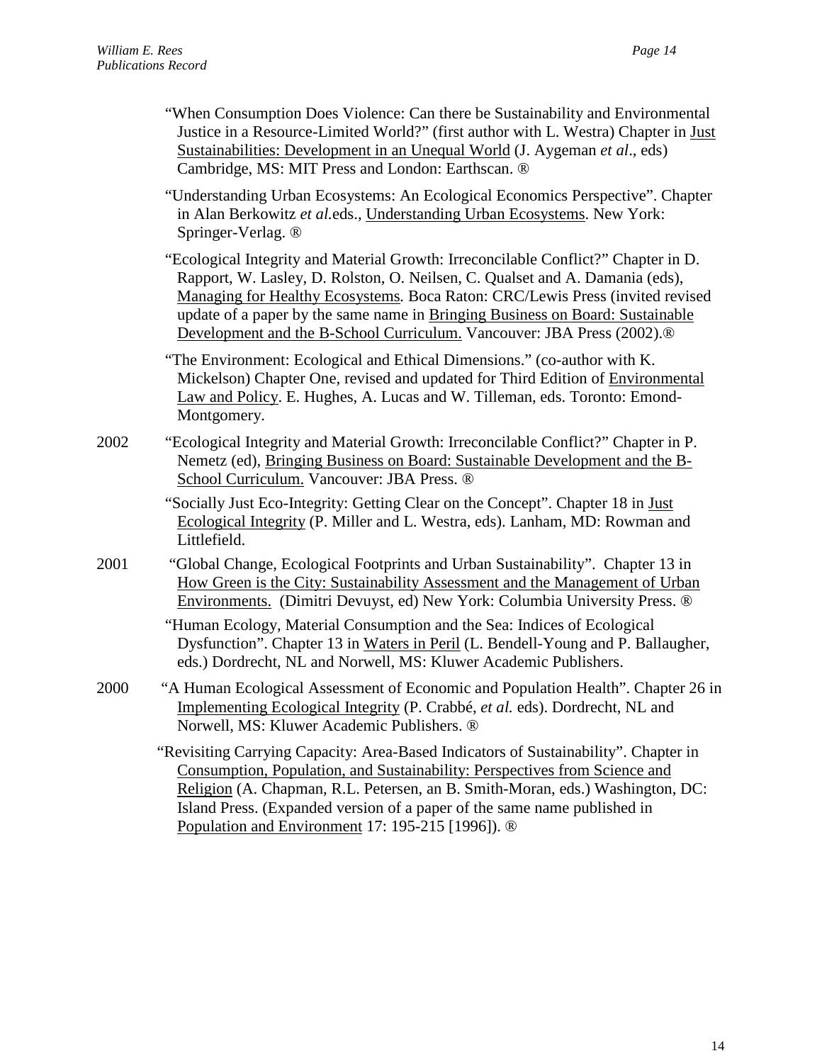"When Consumption Does Violence: Can there be Sustainability and Environmental Justice in a Resource-Limited World?" (first author with L. Westra) Chapter in Just Sustainabilities: Development in an Unequal World (J. Aygeman *et al*., eds) Cambridge, MS: MIT Press and London: Earthscan. ®

"Understanding Urban Ecosystems: An Ecological Economics Perspective". Chapter in Alan Berkowitz *et al.*eds., Understanding Urban Ecosystems. New York: Springer-Verlag. ®

"Ecological Integrity and Material Growth: Irreconcilable Conflict?" Chapter in D. Rapport, W. Lasley, D. Rolston, O. Neilsen, C. Qualset and A. Damania (eds), Managing for Healthy Ecosystems. Boca Raton: CRC/Lewis Press (invited revised update of a paper by the same name in Bringing Business on Board: Sustainable Development and the B-School Curriculum. Vancouver: JBA Press (2002).®

"The Environment: Ecological and Ethical Dimensions." (co-author with K. Mickelson) Chapter One, revised and updated for Third Edition of Environmental Law and Policy. E. Hughes, A. Lucas and W. Tilleman, eds. Toronto: Emond-Montgomery.

2002 "Ecological Integrity and Material Growth: Irreconcilable Conflict?" Chapter in P. Nemetz (ed), Bringing Business on Board: Sustainable Development and the B-School Curriculum. Vancouver: JBA Press. ®

"Socially Just Eco-Integrity: Getting Clear on the Concept". Chapter 18 in Just Ecological Integrity (P. Miller and L. Westra, eds). Lanham, MD: Rowman and Littlefield.

2001 "Global Change, Ecological Footprints and Urban Sustainability". Chapter 13 in How Green is the City: Sustainability Assessment and the Management of Urban Environments. (Dimitri Devuyst, ed) New York: Columbia University Press. ®

"Human Ecology, Material Consumption and the Sea: Indices of Ecological Dysfunction". Chapter 13 in Waters in Peril (L. Bendell-Young and P. Ballaugher, eds.) Dordrecht, NL and Norwell, MS: Kluwer Academic Publishers.

2000 "A Human Ecological Assessment of Economic and Population Health". Chapter 26 in Implementing Ecological Integrity (P. Crabbé, *et al.* eds). Dordrecht, NL and Norwell, MS: Kluwer Academic Publishers. ®

"Revisiting Carrying Capacity: Area-Based Indicators of Sustainability". Chapter in Consumption, Population, and Sustainability: Perspectives from Science and Religion (A. Chapman, R.L. Petersen, an B. Smith-Moran, eds.) Washington, DC: Island Press. (Expanded version of a paper of the same name published in Population and Environment 17: 195-215 [1996]). ®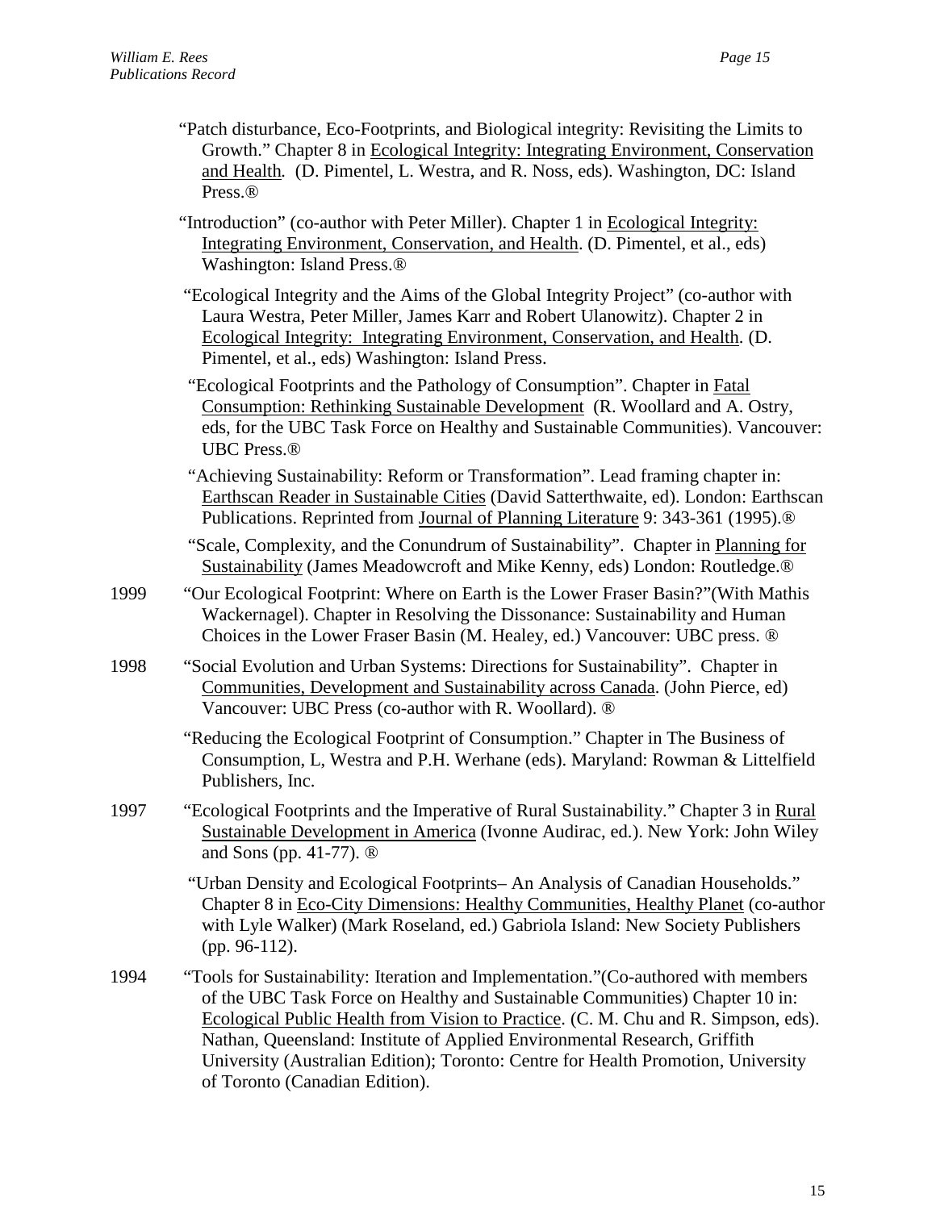"Patch disturbance, Eco-Footprints, and Biological integrity: Revisiting the Limits to Growth." Chapter 8 in Ecological Integrity: Integrating Environment, Conservation and Health. (D. Pimentel, L. Westra, and R. Noss, eds). Washington, DC: Island Press.®

"Introduction" (co-author with Peter Miller). Chapter 1 in Ecological Integrity: Integrating Environment, Conservation, and Health. (D. Pimentel, et al., eds) Washington: Island Press.®

"Ecological Integrity and the Aims of the Global Integrity Project" (co-author with Laura Westra, Peter Miller, James Karr and Robert Ulanowitz). Chapter 2 in Ecological Integrity: Integrating Environment, Conservation, and Health. (D. Pimentel, et al., eds) Washington: Island Press.

"Ecological Footprints and the Pathology of Consumption". Chapter in Fatal Consumption: Rethinking Sustainable Development (R. Woollard and A. Ostry, eds, for the UBC Task Force on Healthy and Sustainable Communities). Vancouver: UBC Press.®

"Achieving Sustainability: Reform or Transformation". Lead framing chapter in: Earthscan Reader in Sustainable Cities (David Satterthwaite, ed). London: Earthscan Publications. Reprinted from Journal of Planning Literature 9: 343-361 (1995).®

"Scale, Complexity, and the Conundrum of Sustainability". Chapter in Planning for Sustainability (James Meadowcroft and Mike Kenny, eds) London: Routledge.®

1999 "Our Ecological Footprint: Where on Earth is the Lower Fraser Basin?"(With Mathis Wackernagel). Chapter in Resolving the Dissonance: Sustainability and Human Choices in the Lower Fraser Basin (M. Healey, ed.) Vancouver: UBC press. ®

1998 "Social Evolution and Urban Systems: Directions for Sustainability". Chapter in Communities, Development and Sustainability across Canada. (John Pierce, ed) Vancouver: UBC Press (co-author with R. Woollard). ®

"Reducing the Ecological Footprint of Consumption." Chapter in The Business of Consumption, L, Westra and P.H. Werhane (eds). Maryland: Rowman & Littelfield Publishers, Inc.

1997 "Ecological Footprints and the Imperative of Rural Sustainability." Chapter 3 in Rural Sustainable Development in America (Ivonne Audirac, ed.). New York: John Wiley and Sons (pp. 41-77). ®

"Urban Density and Ecological Footprints– An Analysis of Canadian Households." Chapter 8 in Eco-City Dimensions: Healthy Communities, Healthy Planet (co-author with Lyle Walker) (Mark Roseland, ed.) Gabriola Island: New Society Publishers (pp. 96-112).

1994 "Tools for Sustainability: Iteration and Implementation."(Co-authored with members of the UBC Task Force on Healthy and Sustainable Communities) Chapter 10 in: Ecological Public Health from Vision to Practice. (C. M. Chu and R. Simpson, eds). Nathan, Queensland: Institute of Applied Environmental Research, Griffith University (Australian Edition); Toronto: Centre for Health Promotion, University of Toronto (Canadian Edition).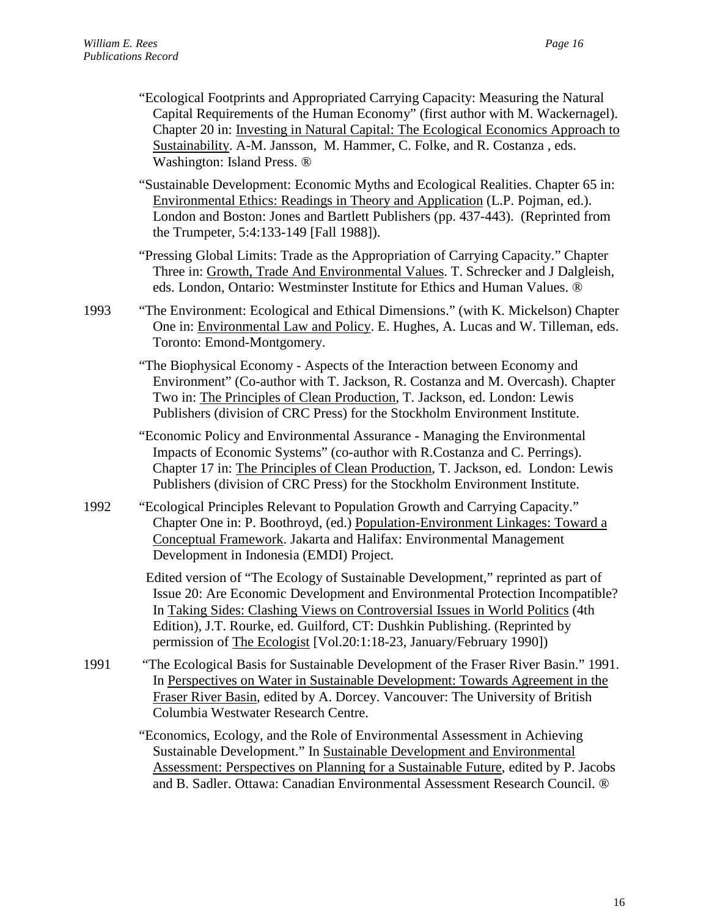"Ecological Footprints and Appropriated Carrying Capacity: Measuring the Natural Capital Requirements of the Human Economy" (first author with M. Wackernagel). Chapter 20 in: Investing in Natural Capital: The Ecological Economics Approach to Sustainability. A-M. Jansson, M. Hammer, C. Folke, and R. Costanza , eds. Washington: Island Press. ®

"Sustainable Development: Economic Myths and Ecological Realities. Chapter 65 in: Environmental Ethics: Readings in Theory and Application (L.P. Pojman, ed.). London and Boston: Jones and Bartlett Publishers (pp. 437-443). (Reprinted from the Trumpeter, 5:4:133-149 [Fall 1988]).

"Pressing Global Limits: Trade as the Appropriation of Carrying Capacity." Chapter Three in: Growth, Trade And Environmental Values. T. Schrecker and J Dalgleish, eds. London, Ontario: Westminster Institute for Ethics and Human Values. ®

1993 "The Environment: Ecological and Ethical Dimensions." (with K. Mickelson) Chapter One in: Environmental Law and Policy. E. Hughes, A. Lucas and W. Tilleman, eds. Toronto: Emond-Montgomery.

"The Biophysical Economy - Aspects of the Interaction between Economy and Environment" (Co-author with T. Jackson, R. Costanza and M. Overcash). Chapter Two in: The Principles of Clean Production, T. Jackson, ed. London: Lewis Publishers (division of CRC Press) for the Stockholm Environment Institute.

"Economic Policy and Environmental Assurance - Managing the Environmental Impacts of Economic Systems" (co-author with R.Costanza and C. Perrings). Chapter 17 in: The Principles of Clean Production, T. Jackson, ed. London: Lewis Publishers (division of CRC Press) for the Stockholm Environment Institute.

1992 "Ecological Principles Relevant to Population Growth and Carrying Capacity." Chapter One in: P. Boothroyd, (ed.) Population-Environment Linkages: Toward a Conceptual Framework. Jakarta and Halifax: Environmental Management Development in Indonesia (EMDI) Project.

Edited version of "The Ecology of Sustainable Development," reprinted as part of Issue 20: Are Economic Development and Environmental Protection Incompatible? In Taking Sides: Clashing Views on Controversial Issues in World Politics (4th Edition), J.T. Rourke, ed. Guilford, CT: Dushkin Publishing. (Reprinted by permission of The Ecologist [Vol.20:1:18-23, January/February 1990])

1991 "The Ecological Basis for Sustainable Development of the Fraser River Basin." 1991. In Perspectives on Water in Sustainable Development: Towards Agreement in the Fraser River Basin, edited by A. Dorcey. Vancouver: The University of British Columbia Westwater Research Centre.

"Economics, Ecology, and the Role of Environmental Assessment in Achieving Sustainable Development." In Sustainable Development and Environmental Assessment: Perspectives on Planning for a Sustainable Future, edited by P. Jacobs and B. Sadler. Ottawa: Canadian Environmental Assessment Research Council. ®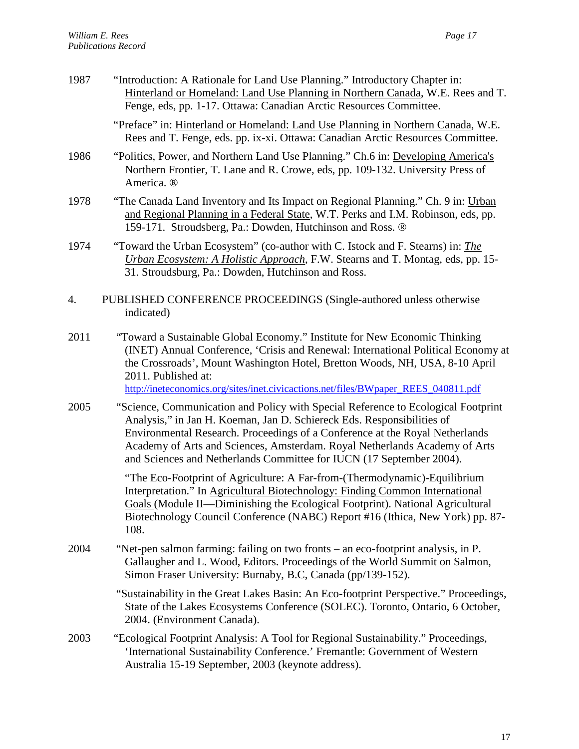1987 "Introduction: A Rationale for Land Use Planning." Introductory Chapter in: Hinterland or Homeland: Land Use Planning in Northern Canada, W.E. Rees and T. Fenge, eds, pp. 1-17. Ottawa: Canadian Arctic Resources Committee.

"Preface" in: Hinterland or Homeland: Land Use Planning in Northern Canada, W.E. Rees and T. Fenge, eds. pp. ix-xi. Ottawa: Canadian Arctic Resources Committee.

1986 "Politics, Power, and Northern Land Use Planning." Ch.6 in: Developing America's Northern Frontier, T. Lane and R. Crowe, eds, pp. 109-132. University Press of America. ®

1978 "The Canada Land Inventory and Its Impact on Regional Planning." Ch. 9 in: Urban and Regional Planning in a Federal State, W.T. Perks and I.M. Robinson, eds, pp. 159-171. Stroudsberg, Pa.: Dowden, Hutchinson and Ross. ®

1974 "Toward the Urban Ecosystem" (co-author with C. Istock and F. Stearns) in: *The Urban Ecosystem: A Holistic Approach*, F.W. Stearns and T. Montag, eds, pp. 15-31. Stroudsburg, Pa.: Dowden, Hutchinson and Ross.

## 4. PUBLISHED CONFERENCE PROCEEDINGS (Single-authored unless otherwise indicated)

2011 "Toward a Sustainable Global Economy." Institute for New Economic Thinking (INET) Annual Conference, 'Crisis and Renewal: International Political Economy at the Crossroads', Mount Washington Hotel, Bretton Woods, NH, USA, 8-10 April 2011. Published at: http://ineteconomics.org/sites/inet.civicactions.net/files/BWpaper_REES_040811.pdf

2005 "Science, Communication and Policy with Special Reference to Ecological Footprint Analysis," in Jan H. Koeman, Jan D. Schiereck Eds. Responsibilities of Environmental Research. Proceedings of a Conference at the Royal Netherlands Academy of Arts and Sciences, Amsterdam. Royal Netherlands Academy of Arts and Sciences and Netherlands Committee for IUCN (17 September 2004).

"The Eco-Footprint of Agriculture: A Far-from-(Thermodynamic)-Equilibrium Interpretation." In Agricultural Biotechnology: Finding Common International Goals (Module II—Diminishing the Ecological Footprint). National Agricultural Biotechnology Council Conference (NABC) Report #16 (Ithica, New York) pp. 87-108.

2004 "Net-pen salmon farming: failing on two fronts – an eco-footprint analysis, in P. Gallaugher and L. Wood, Editors. Proceedings of the World Summit on Salmon, Simon Fraser University: Burnaby, B.C, Canada (pp/139-152).

"Sustainability in the Great Lakes Basin: An Eco-footprint Perspective." Proceedings, State of the Lakes Ecosystems Conference (SOLEC). Toronto, Ontario, 6 October, 2004. (Environment Canada).

2003 "Ecological Footprint Analysis: A Tool for Regional Sustainability." Proceedings, 'International Sustainability Conference.' Fremantle: Government of Western Australia 15-19 September, 2003 (keynote address).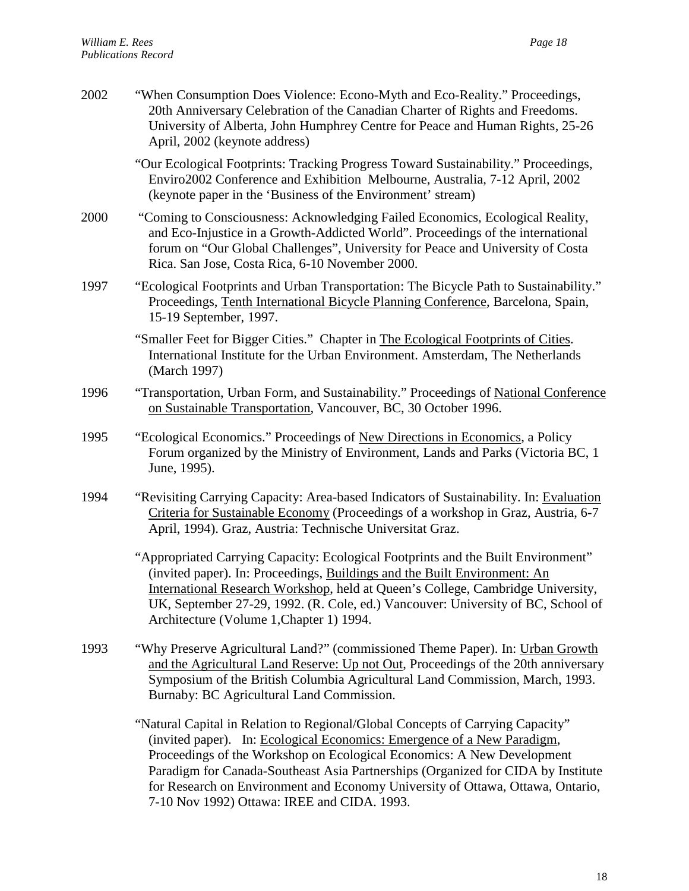2002 "When Consumption Does Violence: Econo-Myth and Eco-Reality." Proceedings, 20th Anniversary Celebration of the Canadian Charter of Rights and Freedoms. University of Alberta, John Humphrey Centre for Peace and Human Rights, 25-26 April, 2002 (keynote address)

"Our Ecological Footprints: Tracking Progress Toward Sustainability." Proceedings, Enviro2002 Conference and Exhibition Melbourne, Australia, 7-12 April, 2002 (keynote paper in the 'Business of the Environment' stream)

2000 "Coming to Consciousness: Acknowledging Failed Economics, Ecological Reality, and Eco-Injustice in a Growth-Addicted World". Proceedings of the international forum on "Our Global Challenges", University for Peace and University of Costa Rica. San Jose, Costa Rica, 6-10 November 2000.

1997 "Ecological Footprints and Urban Transportation: The Bicycle Path to Sustainability." Proceedings, Tenth International Bicycle Planning Conference, Barcelona, Spain, 15-19 September, 1997.

"Smaller Feet for Bigger Cities." Chapter in The Ecological Footprints of Cities. International Institute for the Urban Environment. Amsterdam, The Netherlands (March 1997)

1996 "Transportation, Urban Form, and Sustainability." Proceedings of National Conference on Sustainable Transportation, Vancouver, BC, 30 October 1996.

1995 "Ecological Economics." Proceedings of New Directions in Economics, a Policy Forum organized by the Ministry of Environment, Lands and Parks (Victoria BC, 1 June, 1995).

1994 "Revisiting Carrying Capacity: Area-based Indicators of Sustainability. In: Evaluation Criteria for Sustainable Economy (Proceedings of a workshop in Graz, Austria, 6-7 April, 1994). Graz, Austria: Technische Universitat Graz.

"Appropriated Carrying Capacity: Ecological Footprints and the Built Environment" (invited paper). In: Proceedings, Buildings and the Built Environment: An International Research Workshop, held at Queen's College, Cambridge University, UK, September 27-29, 1992. (R. Cole, ed.) Vancouver: University of BC, School of Architecture (Volume 1,Chapter 1) 1994.

1993 "Why Preserve Agricultural Land?" (commissioned Theme Paper). In: Urban Growth and the Agricultural Land Reserve: Up not Out, Proceedings of the 20th anniversary Symposium of the British Columbia Agricultural Land Commission, March, 1993. Burnaby: BC Agricultural Land Commission.

"Natural Capital in Relation to Regional/Global Concepts of Carrying Capacity" (invited paper). In: Ecological Economics: Emergence of a New Paradigm, Proceedings of the Workshop on Ecological Economics: A New Development Paradigm for Canada-Southeast Asia Partnerships (Organized for CIDA by Institute for Research on Environment and Economy University of Ottawa, Ottawa, Ontario, 7-10 Nov 1992) Ottawa: IREE and CIDA. 1993.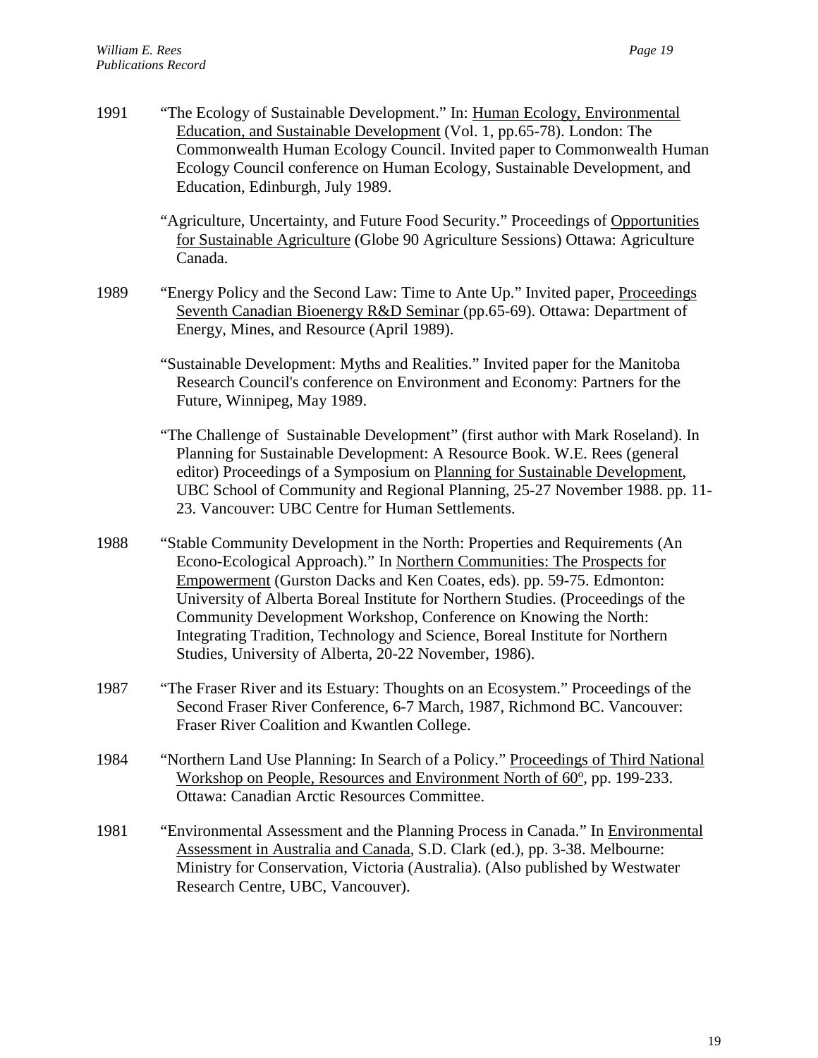1991 "The Ecology of Sustainable Development." In: Human Ecology, Environmental Education, and Sustainable Development (Vol. 1, pp.65-78). London: The Commonwealth Human Ecology Council. Invited paper to Commonwealth Human Ecology Council conference on Human Ecology, Sustainable Development, and Education, Edinburgh, July 1989.

"Agriculture, Uncertainty, and Future Food Security." Proceedings of Opportunities for Sustainable Agriculture (Globe 90 Agriculture Sessions) Ottawa: Agriculture Canada.

1989 "Energy Policy and the Second Law: Time to Ante Up." Invited paper, Proceedings Seventh Canadian Bioenergy R&D Seminar (pp.65-69). Ottawa: Department of Energy, Mines, and Resource (April 1989).

"Sustainable Development: Myths and Realities." Invited paper for the Manitoba Research Council's conference on Environment and Economy: Partners for the Future, Winnipeg, May 1989.

"The Challenge of Sustainable Development" (first author with Mark Roseland). In Planning for Sustainable Development: A Resource Book. W.E. Rees (general editor) Proceedings of a Symposium on Planning for Sustainable Development, UBC School of Community and Regional Planning, 25-27 November 1988. pp. 11-23. Vancouver: UBC Centre for Human Settlements.

1988 "Stable Community Development in the North: Properties and Requirements (An Econo-Ecological Approach)." In Northern Communities: The Prospects for Empowerment (Gurston Dacks and Ken Coates, eds). pp. 59-75. Edmonton: University of Alberta Boreal Institute for Northern Studies. (Proceedings of the Community Development Workshop, Conference on Knowing the North: Integrating Tradition, Technology and Science, Boreal Institute for Northern Studies, University of Alberta, 20-22 November, 1986).

1987 "The Fraser River and its Estuary: Thoughts on an Ecosystem." Proceedings of the Second Fraser River Conference, 6-7 March, 1987, Richmond BC. Vancouver: Fraser River Coalition and Kwantlen College.

1984 "Northern Land Use Planning: In Search of a Policy." Proceedings of Third National Workshop on People, Resources and Environment North of 60º, pp. 199-233. Ottawa: Canadian Arctic Resources Committee.

1981 "Environmental Assessment and the Planning Process in Canada." In Environmental Assessment in Australia and Canada, S.D. Clark (ed.), pp. 3-38. Melbourne: Ministry for Conservation, Victoria (Australia). (Also published by Westwater Research Centre, UBC, Vancouver).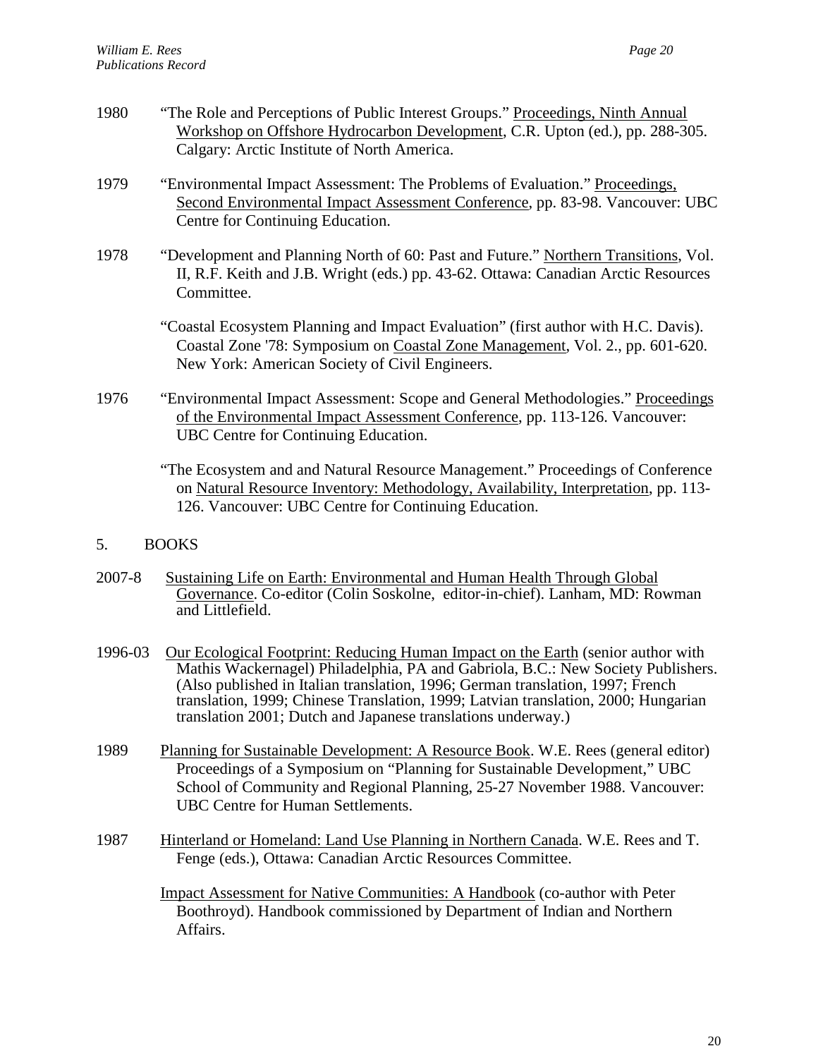1980 "The Role and Perceptions of Public Interest Groups." Proceedings, Ninth Annual Workshop on Offshore Hydrocarbon Development, C.R. Upton (ed.), pp. 288-305. Calgary: Arctic Institute of North America.

1979 "Environmental Impact Assessment: The Problems of Evaluation." Proceedings, Second Environmental Impact Assessment Conference, pp. 83-98. Vancouver: UBC Centre for Continuing Education.

1978 "Development and Planning North of 60: Past and Future." Northern Transitions, Vol. II, R.F. Keith and J.B. Wright (eds.) pp. 43-62. Ottawa: Canadian Arctic Resources Committee.

"Coastal Ecosystem Planning and Impact Evaluation" (first author with H.C. Davis). Coastal Zone '78: Symposium on Coastal Zone Management, Vol. 2., pp. 601-620. New York: American Society of Civil Engineers.

1976 "Environmental Impact Assessment: Scope and General Methodologies." Proceedings of the Environmental Impact Assessment Conference, pp. 113-126. Vancouver: UBC Centre for Continuing Education.

"The Ecosystem and and Natural Resource Management." Proceedings of Conference on Natural Resource Inventory: Methodology, Availability, Interpretation, pp. 113-126. Vancouver: UBC Centre for Continuing Education.

## 5. BOOKS

2007-8 Sustaining Life on Earth: Environmental and Human Health Through Global Governance. Co-editor (Colin Soskolne, editor-in-chief). Lanham, MD: Rowman and Littlefield.

1996-03 Our Ecological Footprint: Reducing Human Impact on the Earth (senior author with Mathis Wackernagel) Philadelphia, PA and Gabriola, B.C.: New Society Publishers. (Also published in Italian translation, 1996; German translation, 1997; French translation, 1999; Chinese Translation, 1999; Latvian translation, 2000; Hungarian translation 2001; Dutch and Japanese translations underway.)

1989 Planning for Sustainable Development: A Resource Book. W.E. Rees (general editor) Proceedings of a Symposium on "Planning for Sustainable Development," UBC School of Community and Regional Planning, 25-27 November 1988. Vancouver: UBC Centre for Human Settlements.

1987 Hinterland or Homeland: Land Use Planning in Northern Canada. W.E. Rees and T. Fenge (eds.), Ottawa: Canadian Arctic Resources Committee.

Impact Assessment for Native Communities: A Handbook (co-author with Peter Boothroyd). Handbook commissioned by Department of Indian and Northern Affairs.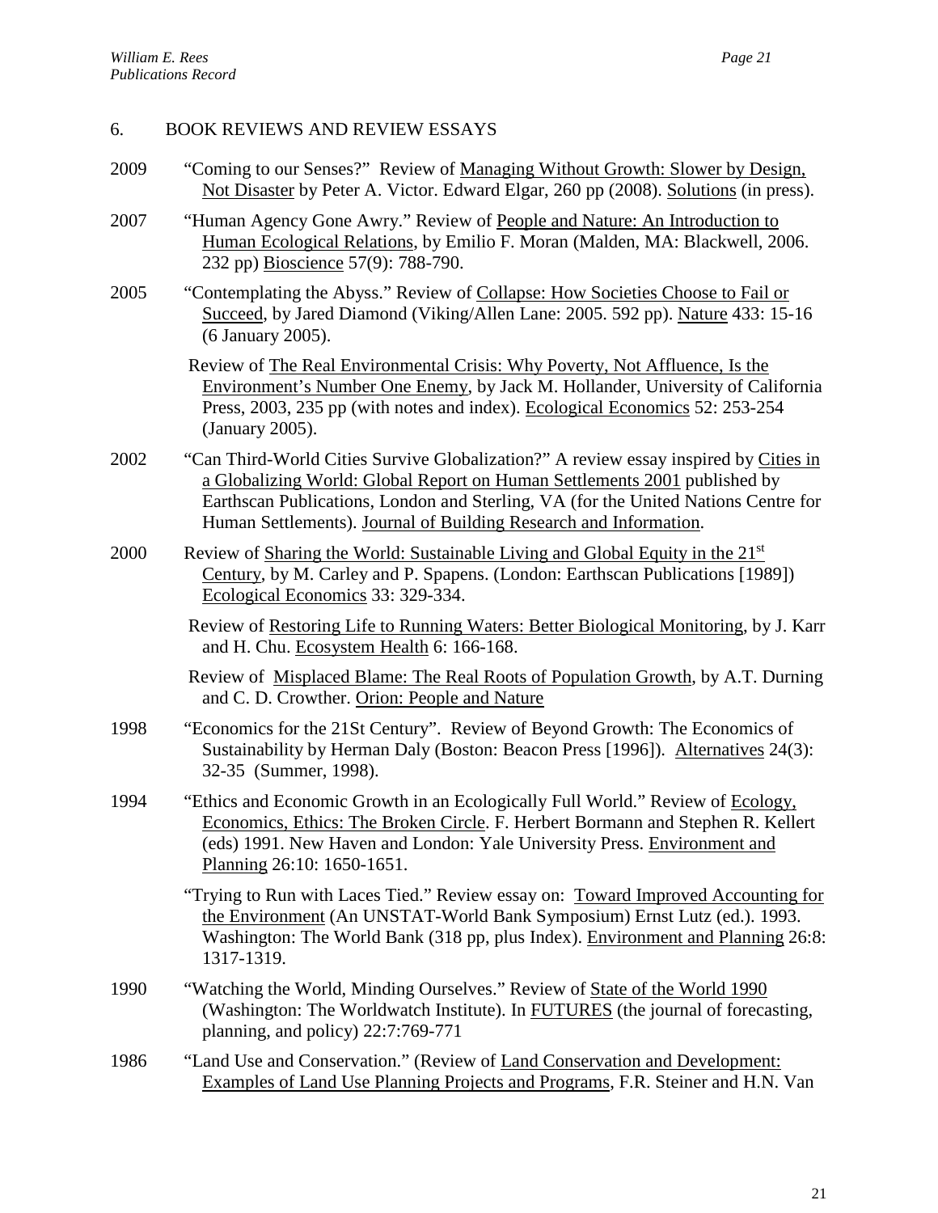## 6. BOOK REVIEWS AND REVIEW ESSAYS

2009 "Coming to our Senses?" Review of Managing Without Growth: Slower by Design, Not Disaster by Peter A. Victor. Edward Elgar, 260 pp (2008). Solutions (in press).

2007 "Human Agency Gone Awry." Review of People and Nature: An Introduction to Human Ecological Relations, by Emilio F. Moran (Malden, MA: Blackwell, 2006. 232 pp) Bioscience 57(9): 788-790.

2005 "Contemplating the Abyss." Review of Collapse: How Societies Choose to Fail or Succeed, by Jared Diamond (Viking/Allen Lane: 2005. 592 pp). Nature 433: 15-16 (6 January 2005).

Review of The Real Environmental Crisis: Why Poverty, Not Affluence, Is the Environment's Number One Enemy, by Jack M. Hollander, University of California Press, 2003, 235 pp (with notes and index). Ecological Economics 52: 253-254 (January 2005).

2002 "Can Third-World Cities Survive Globalization?" A review essay inspired by Cities in a Globalizing World: Global Report on Human Settlements 2001 published by Earthscan Publications, London and Sterling, VA (for the United Nations Centre for Human Settlements). Journal of Building Research and Information.

2000 Review of Sharing the World: Sustainable Living and Global Equity in the 21st Century, by M. Carley and P. Spapens. (London: Earthscan Publications [1989]) Ecological Economics 33: 329-334.

Review of Restoring Life to Running Waters: Better Biological Monitoring, by J. Karr and H. Chu. Ecosystem Health 6: 166-168.

Review of Misplaced Blame: The Real Roots of Population Growth, by A.T. Durning and C. D. Crowther. Orion: People and Nature

1998 "Economics for the 21St Century". Review of Beyond Growth: The Economics of Sustainability by Herman Daly (Boston: Beacon Press [1996]). Alternatives 24(3): 32-35 (Summer, 1998).

1994 "Ethics and Economic Growth in an Ecologically Full World." Review of Ecology, Economics, Ethics: The Broken Circle. F. Herbert Bormann and Stephen R. Kellert (eds) 1991. New Haven and London: Yale University Press. Environment and Planning 26:10: 1650-1651.

"Trying to Run with Laces Tied." Review essay on: Toward Improved Accounting for the Environment (An UNSTAT-World Bank Symposium) Ernst Lutz (ed.). 1993. Washington: The World Bank (318 pp, plus Index). Environment and Planning 26:8: 1317-1319.

1990 "Watching the World, Minding Ourselves." Review of State of the World 1990 (Washington: The Worldwatch Institute). In FUTURES (the journal of forecasting, planning, and policy) 22:7:769-771

1986 "Land Use and Conservation." (Review of Land Conservation and Development: Examples of Land Use Planning Projects and Programs, F.R. Steiner and H.N. Van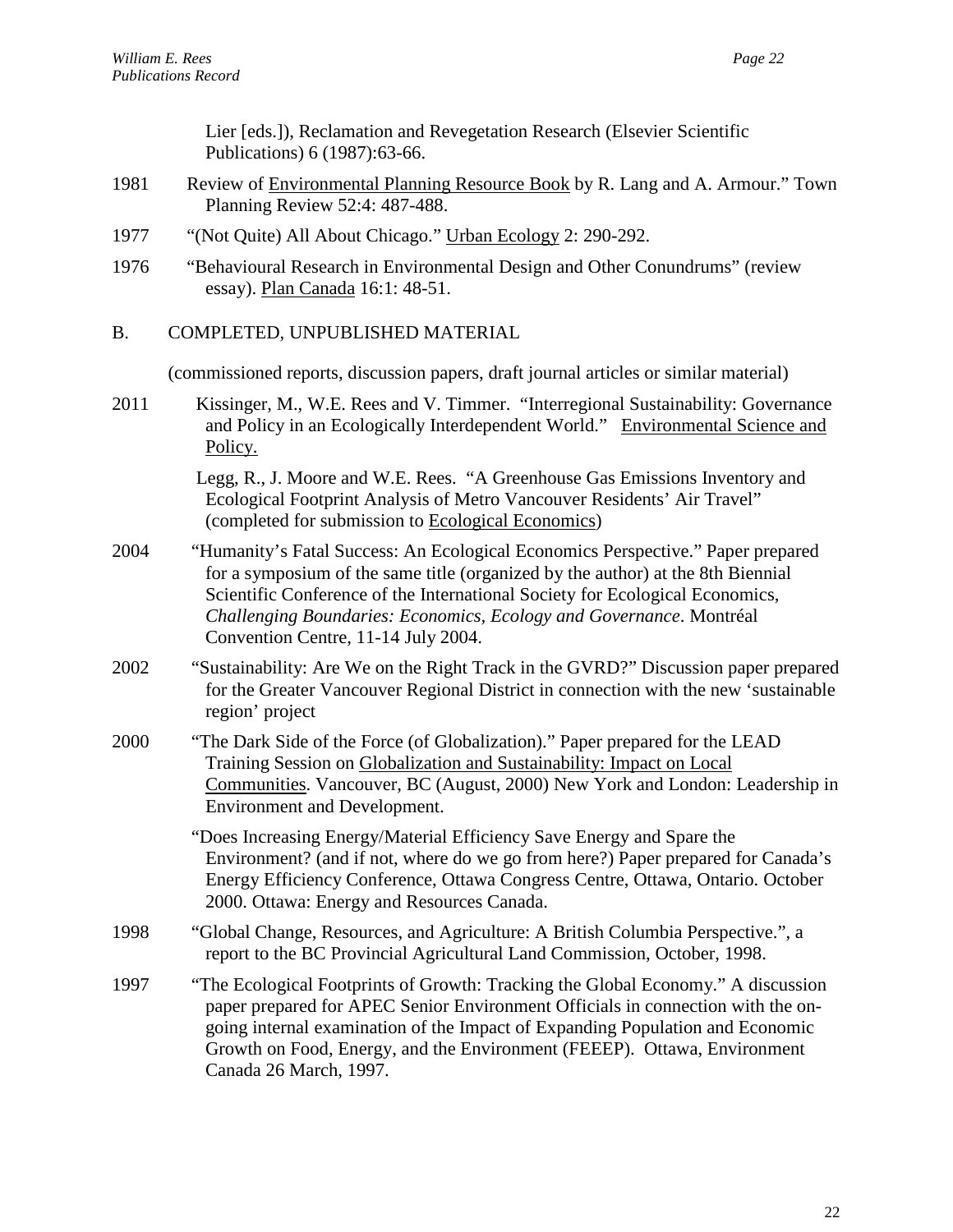Lier [eds.]), Reclamation and Revegetation Research (Elsevier Scientific Publications) 6 (1987):63-66.

1981 Review of Environmental Planning Resource Book by R. Lang and A. Armour." Town Planning Review 52:4: 487-488.

1977 "(Not Quite) All About Chicago." Urban Ecology 2: 290-292.

1976 "Behavioural Research in Environmental Design and Other Conundrums" (review essay). Plan Canada 16:1: 48-51.

## B. COMPLETED, UNPUBLISHED MATERIAL

(commissioned reports, discussion papers, draft journal articles or similar material)

2011 Kissinger, M., W.E. Rees and V. Timmer. "Interregional Sustainability: Governance and Policy in an Ecologically Interdependent World." Environmental Science and Policy.

Legg, R., J. Moore and W.E. Rees. "A Greenhouse Gas Emissions Inventory and Ecological Footprint Analysis of Metro Vancouver Residents' Air Travel" (completed for submission to Ecological Economics)

2004 "Humanity's Fatal Success: An Ecological Economics Perspective." Paper prepared for a symposium of the same title (organized by the author) at the 8th Biennial Scientific Conference of the International Society for Ecological Economics, *Challenging Boundaries: Economics, Ecology and Governance*. Montréal Convention Centre, 11-14 July 2004.

2002 "Sustainability: Are We on the Right Track in the GVRD?" Discussion paper prepared for the Greater Vancouver Regional District in connection with the new 'sustainable region' project

2000 "The Dark Side of the Force (of Globalization)." Paper prepared for the LEAD Training Session on Globalization and Sustainability: Impact on Local Communities. Vancouver, BC (August, 2000) New York and London: Leadership in Environment and Development.

"Does Increasing Energy/Material Efficiency Save Energy and Spare the Environment? (and if not, where do we go from here?) Paper prepared for Canada's Energy Efficiency Conference, Ottawa Congress Centre, Ottawa, Ontario. October 2000. Ottawa: Energy and Resources Canada.

1998 "Global Change, Resources, and Agriculture: A British Columbia Perspective.", a report to the BC Provincial Agricultural Land Commission, October, 1998.

1997 "The Ecological Footprints of Growth: Tracking the Global Economy." A discussion paper prepared for APEC Senior Environment Officials in connection with the on-going internal examination of the Impact of Expanding Population and Economic Growth on Food, Energy, and the Environment (FEEEP). Ottawa, Environment Canada 26 March, 1997.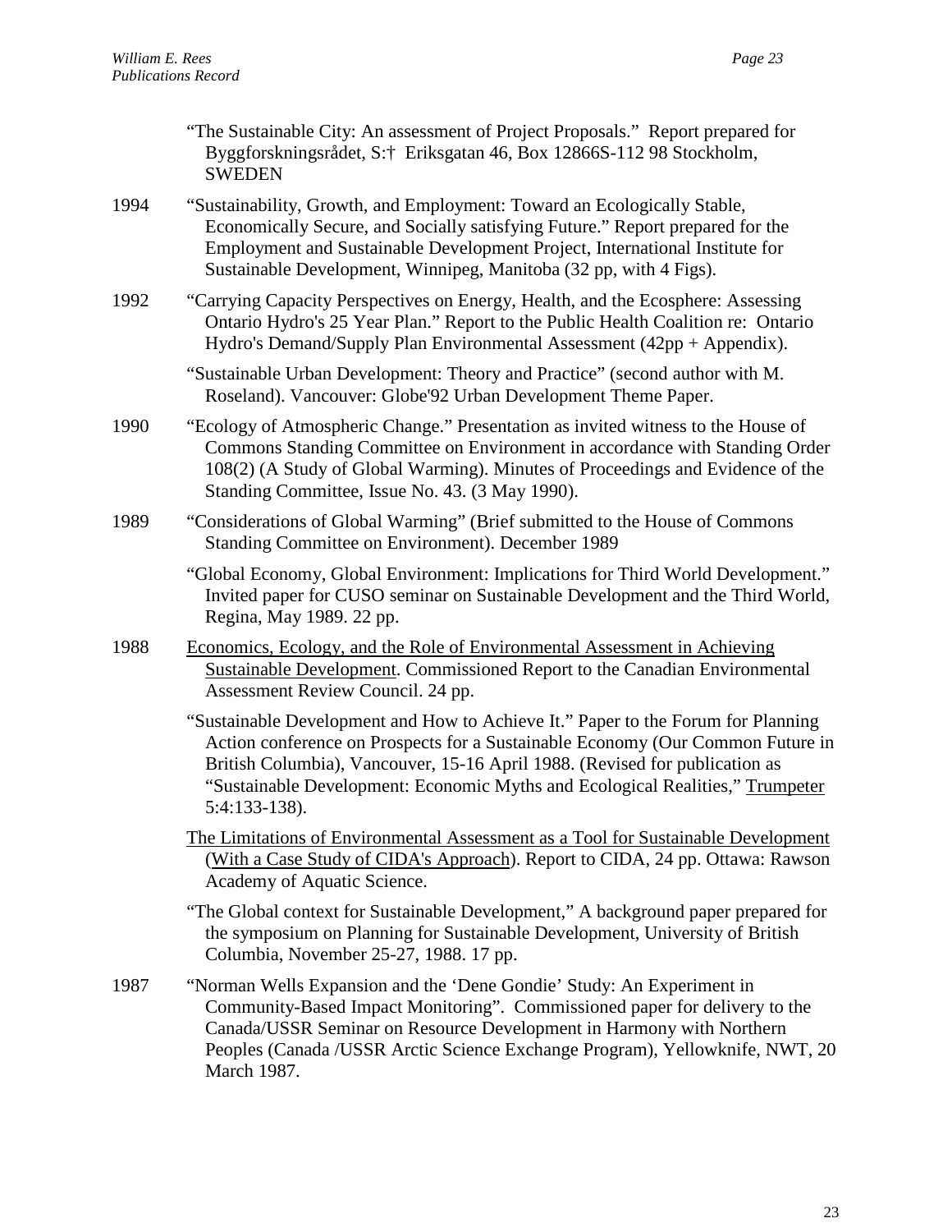"The Sustainable City: An assessment of Project Proposals." Report prepared for Byggforskningsrådet, S:† Eriksgatan 46, Box 12866S-112 98 Stockholm, SWEDEN

1994 "Sustainability, Growth, and Employment: Toward an Ecologically Stable, Economically Secure, and Socially satisfying Future." Report prepared for the Employment and Sustainable Development Project, International Institute for Sustainable Development, Winnipeg, Manitoba (32 pp, with 4 Figs).

1992 "Carrying Capacity Perspectives on Energy, Health, and the Ecosphere: Assessing Ontario Hydro's 25 Year Plan." Report to the Public Health Coalition re: Ontario Hydro's Demand/Supply Plan Environmental Assessment (42pp + Appendix).

"Sustainable Urban Development: Theory and Practice" (second author with M. Roseland). Vancouver: Globe'92 Urban Development Theme Paper.

1990 "Ecology of Atmospheric Change." Presentation as invited witness to the House of Commons Standing Committee on Environment in accordance with Standing Order 108(2) (A Study of Global Warming). Minutes of Proceedings and Evidence of the Standing Committee, Issue No. 43. (3 May 1990).

1989 "Considerations of Global Warming" (Brief submitted to the House of Commons Standing Committee on Environment). December 1989

"Global Economy, Global Environment: Implications for Third World Development." Invited paper for CUSO seminar on Sustainable Development and the Third World, Regina, May 1989. 22 pp.

1988 Economics, Ecology, and the Role of Environmental Assessment in Achieving Sustainable Development. Commissioned Report to the Canadian Environmental Assessment Review Council. 24 pp.

"Sustainable Development and How to Achieve It." Paper to the Forum for Planning Action conference on Prospects for a Sustainable Economy (Our Common Future in British Columbia), Vancouver, 15-16 April 1988. (Revised for publication as "Sustainable Development: Economic Myths and Ecological Realities," Trumpeter 5:4:133-138).

The Limitations of Environmental Assessment as a Tool for Sustainable Development (With a Case Study of CIDA's Approach). Report to CIDA, 24 pp. Ottawa: Rawson Academy of Aquatic Science.

"The Global context for Sustainable Development," A background paper prepared for the symposium on Planning for Sustainable Development, University of British Columbia, November 25-27, 1988. 17 pp.

1987 "Norman Wells Expansion and the 'Dene Gondie' Study: An Experiment in Community-Based Impact Monitoring". Commissioned paper for delivery to the Canada/USSR Seminar on Resource Development in Harmony with Northern Peoples (Canada /USSR Arctic Science Exchange Program), Yellowknife, NWT, 20 March 1987.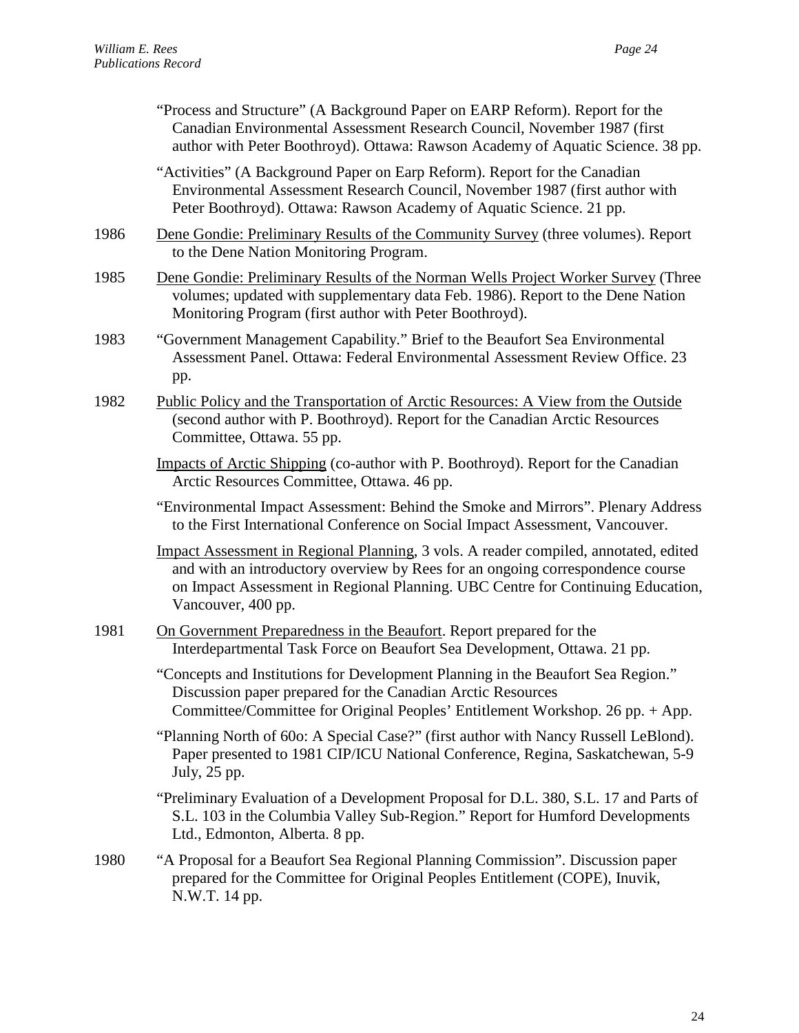"Process and Structure" (A Background Paper on EARP Reform). Report for the Canadian Environmental Assessment Research Council, November 1987 (first author with Peter Boothroyd). Ottawa: Rawson Academy of Aquatic Science. 38 pp.

"Activities" (A Background Paper on Earp Reform). Report for the Canadian Environmental Assessment Research Council, November 1987 (first author with Peter Boothroyd). Ottawa: Rawson Academy of Aquatic Science. 21 pp.

1986 Dene Gondie: Preliminary Results of the Community Survey (three volumes). Report to the Dene Nation Monitoring Program.

1985 Dene Gondie: Preliminary Results of the Norman Wells Project Worker Survey (Three volumes; updated with supplementary data Feb. 1986). Report to the Dene Nation Monitoring Program (first author with Peter Boothroyd).

1983 "Government Management Capability." Brief to the Beaufort Sea Environmental Assessment Panel. Ottawa: Federal Environmental Assessment Review Office. 23 pp.

1982 Public Policy and the Transportation of Arctic Resources: A View from the Outside (second author with P. Boothroyd). Report for the Canadian Arctic Resources Committee, Ottawa. 55 pp.

Impacts of Arctic Shipping (co-author with P. Boothroyd). Report for the Canadian Arctic Resources Committee, Ottawa. 46 pp.

"Environmental Impact Assessment: Behind the Smoke and Mirrors". Plenary Address to the First International Conference on Social Impact Assessment, Vancouver.

Impact Assessment in Regional Planning, 3 vols. A reader compiled, annotated, edited and with an introductory overview by Rees for an ongoing correspondence course on Impact Assessment in Regional Planning. UBC Centre for Continuing Education, Vancouver, 400 pp.

1981 On Government Preparedness in the Beaufort. Report prepared for the Interdepartmental Task Force on Beaufort Sea Development, Ottawa. 21 pp.

"Concepts and Institutions for Development Planning in the Beaufort Sea Region." Discussion paper prepared for the Canadian Arctic Resources Committee/Committee for Original Peoples' Entitlement Workshop. 26 pp. + App.

"Planning North of 60o: A Special Case?" (first author with Nancy Russell LeBlond). Paper presented to 1981 CIP/ICU National Conference, Regina, Saskatchewan, 5-9 July, 25 pp.

"Preliminary Evaluation of a Development Proposal for D.L. 380, S.L. 17 and Parts of S.L. 103 in the Columbia Valley Sub-Region." Report for Humford Developments Ltd., Edmonton, Alberta. 8 pp.

1980 "A Proposal for a Beaufort Sea Regional Planning Commission". Discussion paper prepared for the Committee for Original Peoples Entitlement (COPE), Inuvik, N.W.T. 14 pp.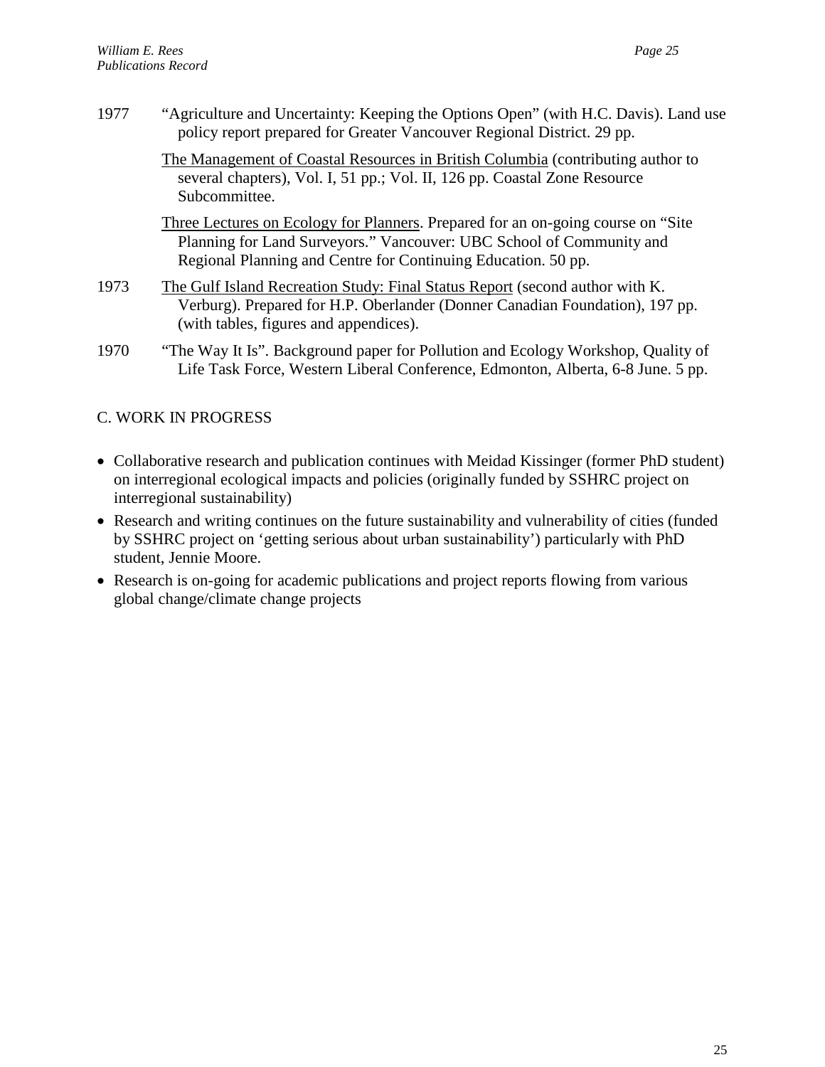1977 “Agriculture and Uncertainty: Keeping the Options Open” (with H.C. Davis). Land use policy report prepared for Greater Vancouver Regional District. 29 pp.

The Management of Coastal Resources in British Columbia (contributing author to several chapters), Vol. I, 51 pp.; Vol. II, 126 pp. Coastal Zone Resource Subcommittee.

Three Lectures on Ecology for Planners. Prepared for an on-going course on “Site Planning for Land Surveyors.” Vancouver: UBC School of Community and Regional Planning and Centre for Continuing Education. 50 pp.

1973 The Gulf Island Recreation Study: Final Status Report (second author with K. Verburg). Prepared for H.P. Oberlander (Donner Canadian Foundation), 197 pp. (with tables, figures and appendices).

1970 “The Way It Is”. Background paper for Pollution and Ecology Workshop, Quality of Life Task Force, Western Liberal Conference, Edmonton, Alberta, 6-8 June. 5 pp.

## C. WORK IN PROGRESS

- Collaborative research and publication continues with Meidad Kissinger (former PhD student) on interregional ecological impacts and policies (originally funded by SSHRC project on interregional sustainability)
- Research and writing continues on the future sustainability and vulnerability of cities (funded by SSHRC project on ‘getting serious about urban sustainability’) particularly with PhD student, Jennie Moore.
- Research is on-going for academic publications and project reports flowing from various global change/climate change projects